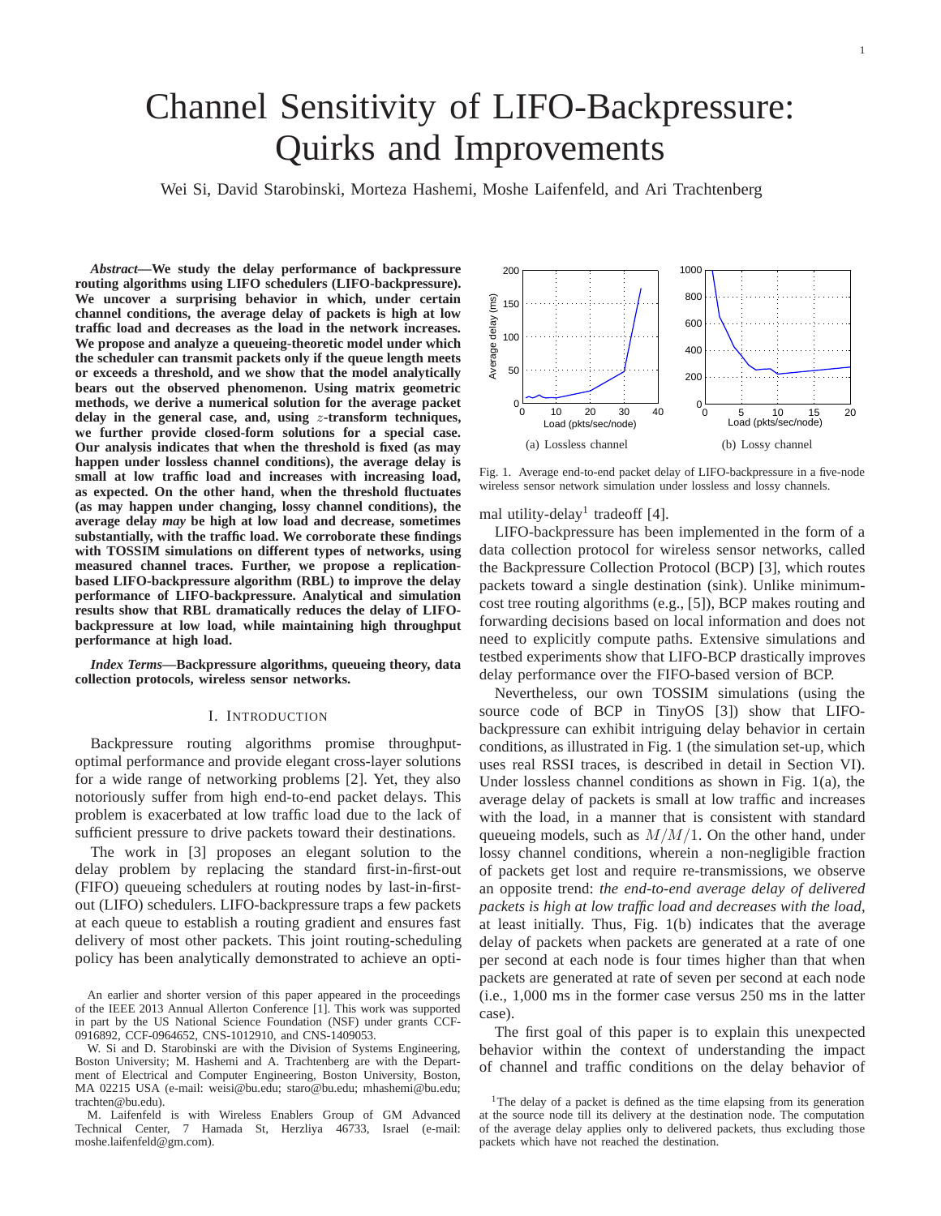# Channel Sensitivity of LIFO-Backpressure: Quirks and Improvements

Wei Si, David Starobinski, Morteza Hashemi, Moshe Laifenfeld, and Ari Trachtenberg

***Abstract*—We study the delay performance of backpressure routing algorithms using LIFO schedulers (LIFO-backpressure). We uncover a surprising behavior in which, under certain channel conditions, the average delay of packets is high at low traffic load and decreases as the load in the network increases. We propose and analyze a queueing-theoretic model under which the scheduler can transmit packets only if the queue length meets or exceeds a threshold, and we show that the model analytically bears out the observed phenomenon. Using matrix geometric methods, we derive a numerical solution for the average packet delay in the general case, and, using $z$-transform techniques, we further provide closed-form solutions for a special case. Our analysis indicates that when the threshold is fixed (as may happen under lossless channel conditions), the average delay is small at low traffic load and increases with increasing load, as expected. On the other hand, when the threshold fluctuates (as may happen under changing, lossy channel conditions), the average delay *may* be high at low load and decrease, sometimes substantially, with the traffic load. We corroborate these findings with TOSSIM simulations on different types of networks, using measured channel traces. Further, we propose a replication-based LIFO-backpressure algorithm (RBL) to improve the delay performance of LIFO-backpressure. Analytical and simulation results show that RBL dramatically reduces the delay of LIFO-backpressure at low load, while maintaining high throughput performance at high load.**

***Index Terms*—Backpressure algorithms, queueing theory, data collection protocols, wireless sensor networks.**

## I. Introduction

Backpressure routing algorithms promise throughput-optimal performance and provide elegant cross-layer solutions for a wide range of networking problems [2]. Yet, they also notoriously suffer from high end-to-end packet delays. This problem is exacerbated at low traffic load due to the lack of sufficient pressure to drive packets toward their destinations.

The work in [3] proposes an elegant solution to the delay problem by replacing the standard first-in-first-out (FIFO) queueing schedulers at routing nodes by last-in-first-out (LIFO) schedulers. LIFO-backpressure traps a few packets at each queue to establish a routing gradient and ensures fast delivery of most other packets. This joint routing-scheduling policy has been analytically demonstrated to achieve an optimal utility-delay[1] tradeoff [4].

(a) Lossless channel (b) Lossy channel

Fig. 1. Average end-to-end packet delay of LIFO-backpressure in a five-node wireless sensor network simulation under lossless and lossy channels.

LIFO-backpressure has been implemented in the form of a data collection protocol for wireless sensor networks, called the Backpressure Collection Protocol (BCP) [3], which routes packets toward a single destination (sink). Unlike minimum-cost tree routing algorithms (e.g., [5]), BCP makes routing and forwarding decisions based on local information and does not need to explicitly compute paths. Extensive simulations and testbed experiments show that LIFO-BCP drastically improves delay performance over the FIFO-based version of BCP.

Nevertheless, our own TOSSIM simulations (using the source code of BCP in TinyOS [3]) show that LIFO-backpressure can exhibit intriguing delay behavior in certain conditions, as illustrated in Fig. 1 (the simulation set-up, which uses real RSSI traces, is described in detail in Section VI). Under lossless channel conditions as shown in Fig. 1(a), the average delay of packets is small at low traffic and increases with the load, in a manner that is consistent with standard queueing models, such as $M/M/1$. On the other hand, under lossy channel conditions, wherein a non-negligible fraction of packets get lost and require re-transmissions, we observe an opposite trend: *the end-to-end average delay of delivered packets is high at low traffic load and decreases with the load*, at least initially. Thus, Fig. 1(b) indicates that the average delay of packets when packets are generated at a rate of one per second at each node is four times higher than that when packets are generated at rate of seven per second at each node (i.e., 1,000 ms in the former case versus 250 ms in the latter case).

The first goal of this paper is to explain this unexpected behavior within the context of understanding the impact of channel and traffic conditions on the delay behavior of

[1] The delay of a packet is defined as the time elapsing from its generation at the source node till its delivery at the destination node. The computation of the average delay applies only to delivered packets, thus excluding those packets which have not reached the destination.

An earlier and shorter version of this paper appeared in the proceedings of the IEEE 2013 Annual Allerton Conference [1]. This work was supported in part by the US National Science Foundation (NSF) under grants CCF-0916892, CCF-0964652, CNS-1012910, and CNS-1409053.

W. Si and D. Starobinski are with the Division of Systems Engineering, Boston University; M. Hashemi and A. Trachtenberg are with the Department of Electrical and Computer Engineering, Boston University, Boston, MA 02215 USA (e-mail: weisi@bu.edu; staro@bu.edu; mhashemi@bu.edu; trachten@bu.edu).

M. Laifenfeld is with Wireless Enablers Group of GM Advanced Technical Center, 7 Hamada St, Herzliya 46733, Israel (e-mail: moshe.laifenfeld@gm.com).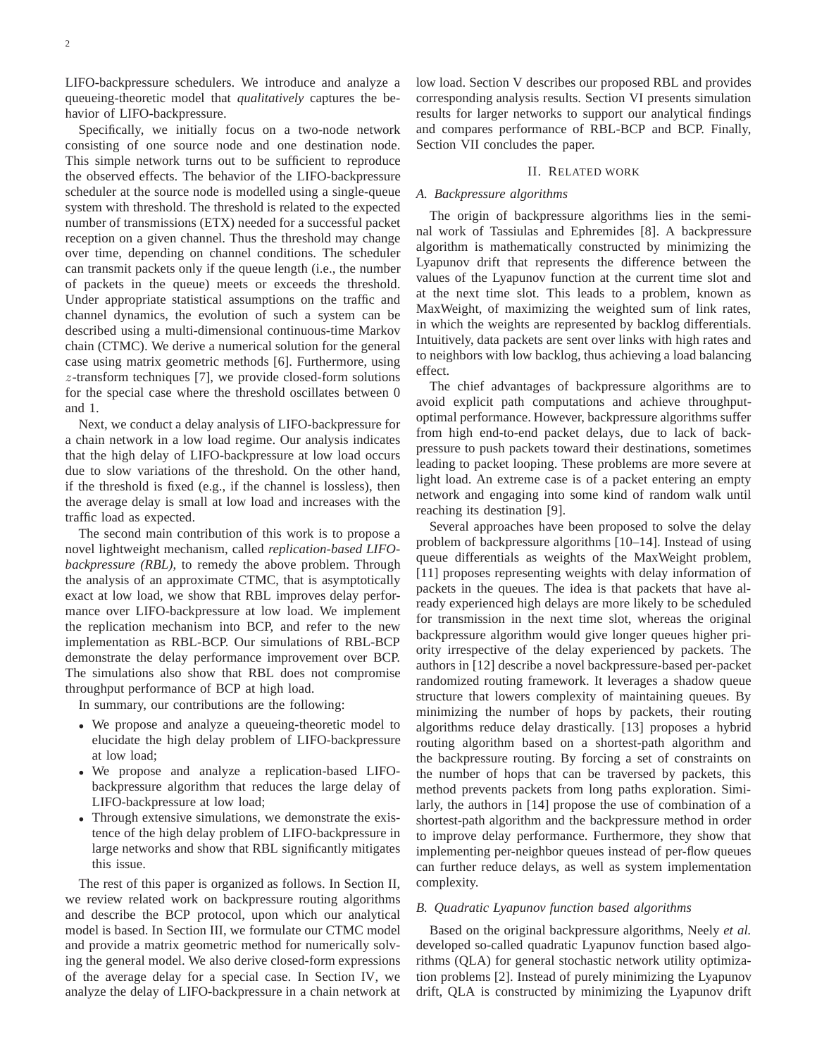LIFO-backpressure schedulers. We introduce and analyze a queueing-theoretic model that *qualitatively* captures the behavior of LIFO-backpressure.

Specifically, we initially focus on a two-node network consisting of one source node and one destination node. This simple network turns out to be sufficient to reproduce the observed effects. The behavior of the LIFO-backpressure scheduler at the source node is modelled using a single-queue system with threshold. The threshold is related to the expected number of transmissions (ETX) needed for a successful packet reception on a given channel. Thus the threshold may change over time, depending on channel conditions. The scheduler can transmit packets only if the queue length (i.e., the number of packets in the queue) meets or exceeds the threshold. Under appropriate statistical assumptions on the traffic and channel dynamics, the evolution of such a system can be described using a multi-dimensional continuous-time Markov chain (CTMC). We derive a numerical solution for the general case using matrix geometric methods [6]. Furthermore, using $z$-transform techniques [7], we provide closed-form solutions for the special case where the threshold oscillates between 0 and 1.

Next, we conduct a delay analysis of LIFO-backpressure for a chain network in a low load regime. Our analysis indicates that the high delay of LIFO-backpressure at low load occurs due to slow variations of the threshold. On the other hand, if the threshold is fixed (e.g., if the channel is lossless), then the average delay is small at low load and increases with the traffic load as expected.

The second main contribution of this work is to propose a novel lightweight mechanism, called *replication-based LIFO-backpressure (RBL)*, to remedy the above problem. Through the analysis of an approximate CTMC, that is asymptotically exact at low load, we show that RBL improves delay performance over LIFO-backpressure at low load. We implement the replication mechanism into BCP, and refer to the new implementation as RBL-BCP. Our simulations of RBL-BCP demonstrate the delay performance improvement over BCP. The simulations also show that RBL does not compromise throughput performance of BCP at high load.

In summary, our contributions are the following:

- We propose and analyze a queueing-theoretic model to elucidate the high delay problem of LIFO-backpressure at low load;
- We propose and analyze a replication-based LIFO-backpressure algorithm that reduces the large delay of LIFO-backpressure at low load;
- Through extensive simulations, we demonstrate the existence of the high delay problem of LIFO-backpressure in large networks and show that RBL significantly mitigates this issue.

The rest of this paper is organized as follows. In Section II, we review related work on backpressure routing algorithms and describe the BCP protocol, upon which our analytical model is based. In Section III, we formulate our CTMC model and provide a matrix geometric method for numerically solving the general model. We also derive closed-form expressions of the average delay for a special case. In Section IV, we analyze the delay of LIFO-backpressure in a chain network at low load. Section V describes our proposed RBL and provides corresponding analysis results. Section VI presents simulation results for larger networks to support our analytical findings and compares performance of RBL-BCP and BCP. Finally, Section VII concludes the paper.

## II. Related work

### A. Backpressure algorithms

The origin of backpressure algorithms lies in the seminal work of Tassiulas and Ephremides [8]. A backpressure algorithm is mathematically constructed by minimizing the Lyapunov drift that represents the difference between the values of the Lyapunov function at the current time slot and at the next time slot. This leads to a problem, known as MaxWeight, of maximizing the weighted sum of link rates, in which the weights are represented by backlog differentials. Intuitively, data packets are sent over links with high rates and to neighbors with low backlog, thus achieving a load balancing effect.

The chief advantages of backpressure algorithms are to avoid explicit path computations and achieve throughput-optimal performance. However, backpressure algorithms suffer from high end-to-end packet delays, due to lack of backpressure to push packets toward their destinations, sometimes leading to packet looping. These problems are more severe at light load. An extreme case is of a packet entering an empty network and engaging into some kind of random walk until reaching its destination [9].

Several approaches have been proposed to solve the delay problem of backpressure algorithms [10–14]. Instead of using queue differentials as weights of the MaxWeight problem, [11] proposes representing weights with delay information of packets in the queues. The idea is that packets that have already experienced high delays are more likely to be scheduled for transmission in the next time slot, whereas the original backpressure algorithm would give longer queues higher priority irrespective of the delay experienced by packets. The authors in [12] describe a novel backpressure-based per-packet randomized routing framework. It leverages a shadow queue structure that lowers complexity of maintaining queues. By minimizing the number of hops by packets, their routing algorithms reduce delay drastically. [13] proposes a hybrid routing algorithm based on a shortest-path algorithm and the backpressure routing. By forcing a set of constraints on the number of hops that can be traversed by packets, this method prevents packets from long paths exploration. Similarly, the authors in [14] propose the use of combination of a shortest-path algorithm and the backpressure method in order to improve delay performance. Furthermore, they show that implementing per-neighbor queues instead of per-flow queues can further reduce delays, as well as system implementation complexity.

### B. Quadratic Lyapunov function based algorithms

Based on the original backpressure algorithms, Neely *et al.* developed so-called quadratic Lyapunov function based algorithms (QLA) for general stochastic network utility optimization problems [2]. Instead of purely minimizing the Lyapunov drift, QLA is constructed by minimizing the Lyapunov drift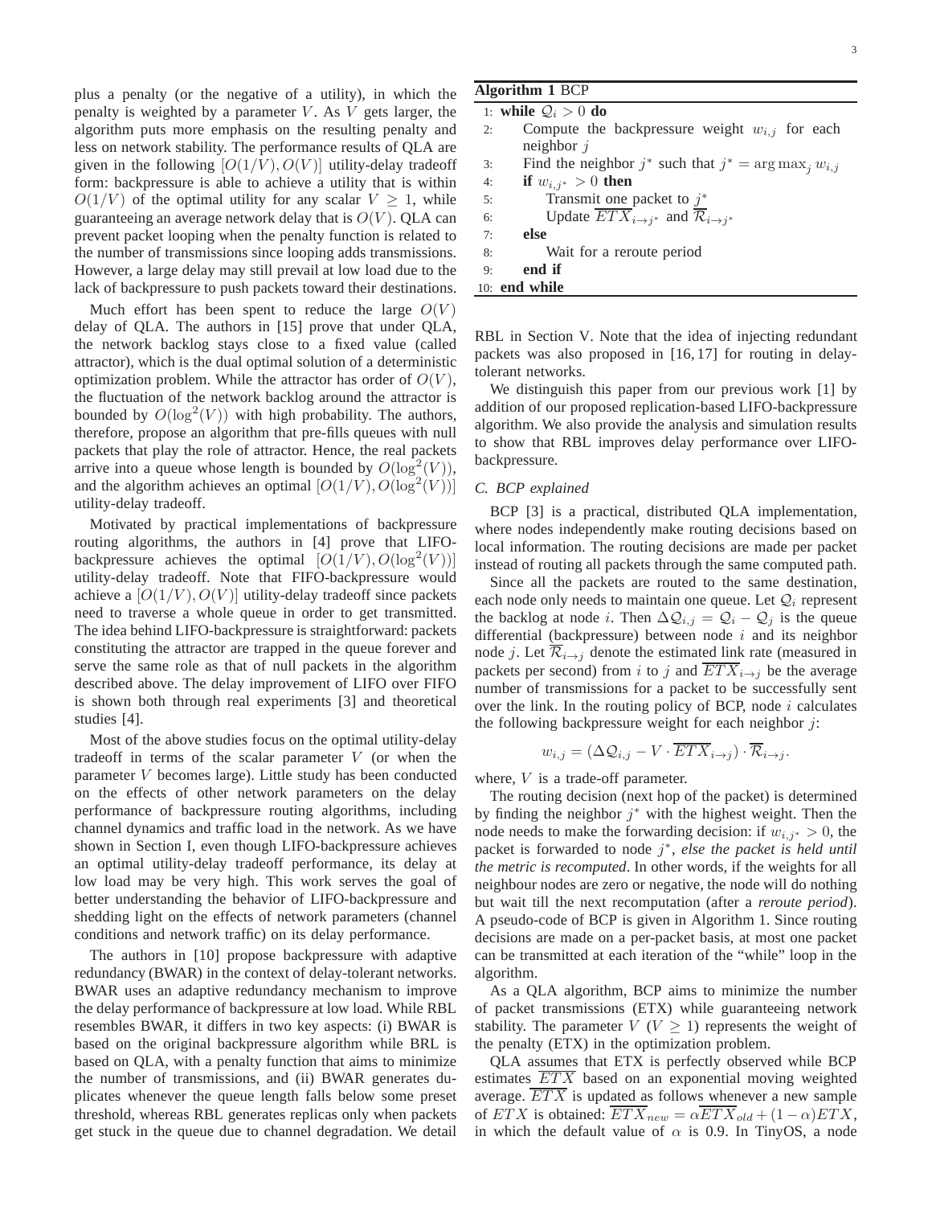plus a penalty (or the negative of a utility), in which the penalty is weighted by a parameter $V$. As $V$ gets larger, the algorithm puts more emphasis on the resulting penalty and less on network stability. The performance results of QLA are given in the following $[O(1/V), O(V)]$ utility-delay tradeoff form: backpressure is able to achieve a utility that is within $O(1/V)$ of the optimal utility for any scalar $V \geq 1$, while guaranteeing an average network delay that is $O(V)$. QLA can prevent packet looping when the penalty function is related to the number of transmissions since looping adds transmissions. However, a large delay may still prevail at low load due to the lack of backpressure to push packets toward their destinations.

Much effort has been spent to reduce the large $O(V)$ delay of QLA. The authors in [15] prove that under QLA, the network backlog stays close to a fixed value (called attractor), which is the dual optimal solution of a deterministic optimization problem. While the attractor has order of $O(V)$, the fluctuation of the network backlog around the attractor is bounded by $O(\log^2(V))$ with high probability. The authors, therefore, propose an algorithm that pre-fills queues with null packets that play the role of attractor. Hence, the real packets arrive into a queue whose length is bounded by $O(\log^2(V))$, and the algorithm achieves an optimal $[O(1/V), O(\log^2(V))]$ utility-delay tradeoff.

Motivated by practical implementations of backpressure routing algorithms, the authors in [4] prove that LIFO-backpressure achieves the optimal $[O(1/V), O(\log^2(V))]$ utility-delay tradeoff. Note that FIFO-backpressure would achieve a $[O(1/V), O(V)]$ utility-delay tradeoff since packets need to traverse a whole queue in order to get transmitted. The idea behind LIFO-backpressure is straightforward: packets constituting the attractor are trapped in the queue forever and serve the same role as that of null packets in the algorithm described above. The delay improvement of LIFO over FIFO is shown both through real experiments [3] and theoretical studies [4].

Most of the above studies focus on the optimal utility-delay tradeoff in terms of the scalar parameter $V$ (or when the parameter $V$ becomes large). Little study has been conducted on the effects of other network parameters on the delay performance of backpressure routing algorithms, including channel dynamics and traffic load in the network. As we have shown in Section I, even though LIFO-backpressure achieves an optimal utility-delay tradeoff performance, its delay at low load may be very high. This work serves the goal of better understanding the behavior of LIFO-backpressure and shedding light on the effects of network parameters (channel conditions and network traffic) on its delay performance.

The authors in [10] propose backpressure with adaptive redundancy (BWAR) in the context of delay-tolerant networks. BWAR uses an adaptive redundancy mechanism to improve the delay performance of backpressure at low load. While RBL resembles BWAR, it differs in two key aspects: (i) BWAR is based on the original backpressure algorithm while BRL is based on QLA, with a penalty function that aims to minimize the number of transmissions, and (ii) BWAR generates duplicates whenever the queue length falls below some preset threshold, whereas RBL generates replicas only when packets get stuck in the queue due to channel degradation. We detail RBL in Section V. Note that the idea of injecting redundant packets was also proposed in [16, 17] for routing in delay-tolerant networks.

**Algorithm 1** BCP

```
1: while Q_i > 0 do
2:     Compute the backpressure weight w_{i,j} for each neighbor j
3:     Find the neighbor j* such that j* = arg max_j w_{i,j}
4:     if w_{i,j*} > 0 then
5:         Transmit one packet to j*
6:         Update ETX_{i→j*} and R_{i→j*}
7:     else
8:         Wait for a reroute period
9:     end if
10: end while
```

We distinguish this paper from our previous work [1] by addition of our proposed replication-based LIFO-backpressure algorithm. We also provide the analysis and simulation results to show that RBL improves delay performance over LIFO-backpressure.

### C. BCP explained

BCP [3] is a practical, distributed QLA implementation, where nodes independently make routing decisions based on local information. The routing decisions are made per packet instead of routing all packets through the same computed path.

Since all the packets are routed to the same destination, each node only needs to maintain one queue. Let $\mathcal{Q}_i$ represent the backlog at node $i$. Then $\Delta\mathcal{Q}_{i,j} = \mathcal{Q}_i - \mathcal{Q}_j$ is the queue differential (backpressure) between node $i$ and its neighbor node $j$. Let $\overline{\mathcal{R}}_{i\to j}$ denote the estimated link rate (measured in packets per second) from $i$ to $j$ and $\overline{ETX}_{i\to j}$ be the average number of transmissions for a packet to be successfully sent over the link. In the routing policy of BCP, node $i$ calculates the following backpressure weight for each neighbor $j$:

$$w_{i,j} = (\Delta\mathcal{Q}_{i,j} - V \cdot \overline{ETX}_{i\to j}) \cdot \overline{\mathcal{R}}_{i\to j}.$$

where, $V$ is a trade-off parameter.

The routing decision (next hop of the packet) is determined by finding the neighbor $j^*$ with the highest weight. Then the node needs to make the forwarding decision: if $w_{i,j^*} > 0$, the packet is forwarded to node $j^*$, *else the packet is held until the metric is recomputed*. In other words, if the weights for all neighbour nodes are zero or negative, the node will do nothing but wait till the next recomputation (after a *reroute period*). A pseudo-code of BCP is given in Algorithm 1. Since routing decisions are made on a per-packet basis, at most one packet can be transmitted at each iteration of the "while" loop in the algorithm.

As a QLA algorithm, BCP aims to minimize the number of packet transmissions (ETX) while guaranteeing network stability. The parameter $V$ ($V \geq 1$) represents the weight of the penalty (ETX) in the optimization problem.

QLA assumes that ETX is perfectly observed while BCP estimates $\overline{ETX}$ based on an exponential moving weighted average. $\overline{ETX}$ is updated as follows whenever a new sample of $ETX$ is obtained: $\overline{ETX}_{new} = \alpha\overline{ETX}_{old} + (1-\alpha)ETX$, in which the default value of $\alpha$ is 0.9. In TinyOS, a node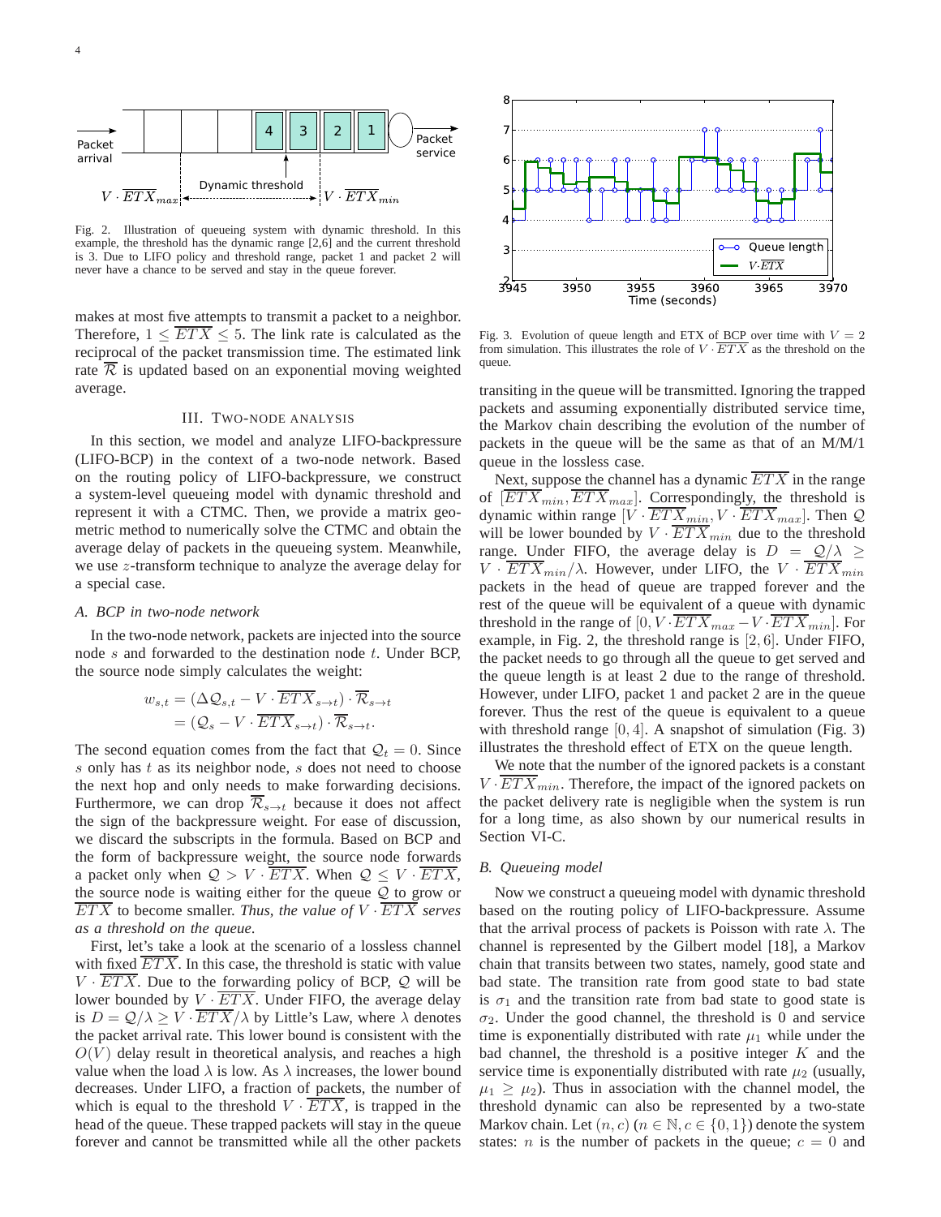Fig. 2. Illustration of queueing system with dynamic threshold. In this example, the threshold has the dynamic range [2,6] and the current threshold is 3. Due to LIFO policy and threshold range, packet 1 and packet 2 will never have a chance to be served and stay in the queue forever.

Fig. 3. Evolution of queue length and ETX of BCP over time with $V = 2$ from simulation. This illustrates the role of $V \cdot \overline{ETX}$ as the threshold on the queue.

makes at most five attempts to transmit a packet to a neighbor. Therefore, $1 \leq \overline{ETX} \leq 5$. The link rate is calculated as the reciprocal of the packet transmission time. The estimated link rate $\overline{\mathcal{R}}$ is updated based on an exponential moving weighted average.

## III. Two-node Analysis

In this section, we model and analyze LIFO-backpressure (LIFO-BCP) in the context of a two-node network. Based on the routing policy of LIFO-backpressure, we construct a system-level queueing model with dynamic threshold and represent it with a CTMC. Then, we provide a matrix geometric method to numerically solve the CTMC and obtain the average delay of packets in the queueing system. Meanwhile, we use $z$-transform technique to analyze the average delay for a special case.

### A. BCP in two-node network

In the two-node network, packets are injected into the source node $s$ and forwarded to the destination node $t$. Under BCP, the source node simply calculates the weight:

$$
\begin{aligned}
w_{s,t} &= (\Delta \mathcal{Q}_{s,t} - V \cdot \overline{ETX}_{s \to t}) \cdot \overline{\mathcal{R}}_{s \to t} \\
&= (\mathcal{Q}_s - V \cdot \overline{ETX}_{s \to t}) \cdot \overline{\mathcal{R}}_{s \to t}.
\end{aligned}
$$

The second equation comes from the fact that $\mathcal{Q}_t = 0$. Since $s$ only has $t$ as its neighbor node, $s$ does not need to choose the next hop and only needs to make forwarding decisions. Furthermore, we can drop $\overline{\mathcal{R}}_{s \to t}$ because it does not affect the sign of the backpressure weight. For ease of discussion, we discard the subscripts in the formula. Based on BCP and the form of backpressure weight, the source node forwards a packet only when $\mathcal{Q} > V \cdot \overline{ETX}$. When $\mathcal{Q} \leq V \cdot \overline{ETX}$, the source node is waiting either for the queue $\mathcal{Q}$ to grow or $\overline{ETX}$ to become smaller. *Thus, the value of $V \cdot \overline{ETX}$ serves as a threshold on the queue.*

First, let's take a look at the scenario of a lossless channel with fixed $\overline{ETX}$. In this case, the threshold is static with value $V \cdot \overline{ETX}$. Due to the forwarding policy of BCP, $\mathcal{Q}$ will be lower bounded by $V \cdot \overline{ETX}$. Under FIFO, the average delay is $D = \mathcal{Q}/\lambda \geq V \cdot \overline{ETX}/\lambda$ by Little's Law, where $\lambda$ denotes the packet arrival rate. This lower bound is consistent with the $O(V)$ delay result in theoretical analysis, and reaches a high value when the load $\lambda$ is low. As $\lambda$ increases, the lower bound decreases. Under LIFO, a fraction of packets, the number of which is equal to the threshold $V \cdot \overline{ETX}$, is trapped in the head of the queue. These trapped packets will stay in the queue forever and cannot be transmitted while all the other packets transiting in the queue will be transmitted. Ignoring the trapped packets and assuming exponentially distributed service time, the Markov chain describing the evolution of the number of packets in the queue will be the same as that of an M/M/1 queue in the lossless case.

Next, suppose the channel has a dynamic $\overline{ETX}$ in the range of $[\overline{ETX}_{min}, \overline{ETX}_{max}]$. Correspondingly, the threshold is dynamic within range $[V \cdot \overline{ETX}_{min}, V \cdot \overline{ETX}_{max}]$. Then $\mathcal{Q}$ will be lower bounded by $V \cdot \overline{ETX}_{min}$ due to the threshold range. Under FIFO, the average delay is $D = \mathcal{Q}/\lambda \geq V \cdot \overline{ETX}_{min}/\lambda$. However, under LIFO, the $V \cdot \overline{ETX}_{min}$ packets in the head of queue are trapped forever and the rest of the queue will be equivalent of a queue with dynamic threshold in the range of $[0, V \cdot \overline{ETX}_{max} - V \cdot \overline{ETX}_{min}]$. For example, in Fig. 2, the threshold range is $[2, 6]$. Under FIFO, the packet needs to go through all the queue to get served and the queue length is at least 2 due to the range of threshold. However, under LIFO, packet 1 and packet 2 are in the queue forever. Thus the rest of the queue is equivalent to a queue with threshold range $[0, 4]$. A snapshot of simulation (Fig. 3) illustrates the threshold effect of ETX on the queue length.

We note that the number of the ignored packets is a constant $V \cdot \overline{ETX}_{min}$. Therefore, the impact of the ignored packets on the packet delivery rate is negligible when the system is run for a long time, as also shown by our numerical results in Section VI-C.

### B. Queueing model

Now we construct a queueing model with dynamic threshold based on the routing policy of LIFO-backpressure. Assume that the arrival process of packets is Poisson with rate $\lambda$. The channel is represented by the Gilbert model [18], a Markov chain that transits between two states, namely, good state and bad state. The transition rate from good state to bad state is $\sigma_1$ and the transition rate from bad state to good state is $\sigma_2$. Under the good channel, the threshold is 0 and service time is exponentially distributed with rate $\mu_1$ while under the bad channel, the threshold is a positive integer $K$ and the service time is exponentially distributed with rate $\mu_2$ (usually, $\mu_1 \geq \mu_2$). Thus in association with the channel model, the threshold dynamic can also be represented by a two-state Markov chain. Let $(n, c)$ ($n \in \mathbb{N}, c \in \{0, 1\}$) denote the system states: $n$ is the number of packets in the queue; $c = 0$ and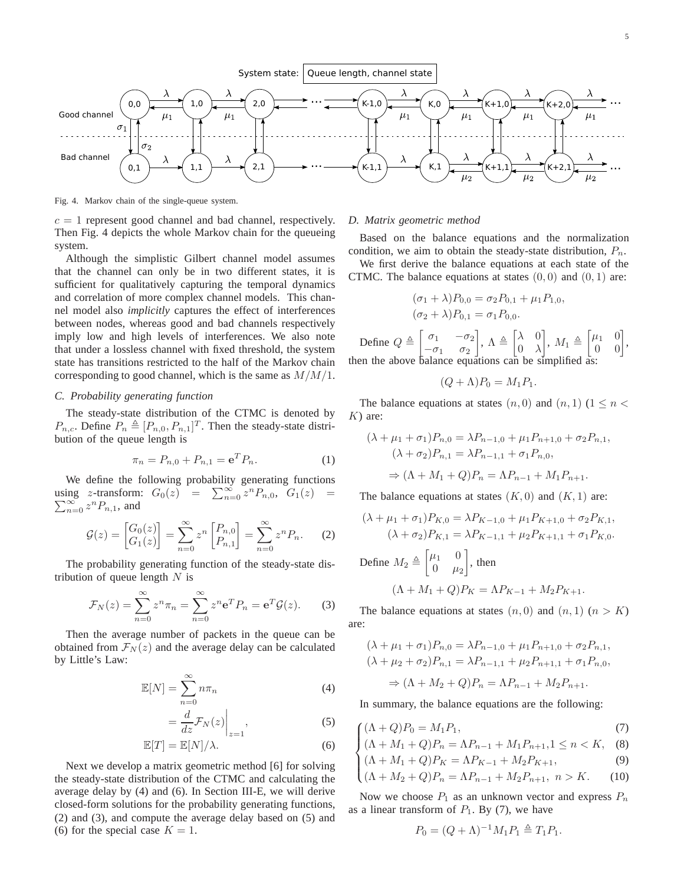Fig. 4. Markov chain of the single-queue system.

$c = 1$ represent good channel and bad channel, respectively. Then Fig. 4 depicts the whole Markov chain for the queueing system.

Although the simplistic Gilbert channel model assumes that the channel can only be in two different states, it is sufficient for qualitatively capturing the temporal dynamics and correlation of more complex channel models. This channel model also *implicitly* captures the effect of interferences between nodes, whereas good and bad channels respectively imply low and high levels of interferences. We also note that under a lossless channel with fixed threshold, the system state has transitions restricted to the half of the Markov chain corresponding to good channel, which is the same as $M/M/1$.

### C. Probability generating function

The steady-state distribution of the CTMC is denoted by $P_{n,c}$. Define $P_n \triangleq [P_{n,0}, P_{n,1}]^T$. Then the steady-state distribution of the queue length is

$$\pi_n = P_{n,0} + P_{n,1} = \mathbf{e}^T P_n. \tag{1}$$

We define the following probability generating functions using $z$-transform: $G_0(z) = \sum_{n=0}^{\infty} z^n P_{n,0}$, $G_1(z) = \sum_{n=0}^{\infty} z^n P_{n,1}$, and

$$\mathcal{G}(z) = \begin{bmatrix} G_0(z) \\ G_1(z) \end{bmatrix} = \sum_{n=0}^{\infty} z^n \begin{bmatrix} P_{n,0} \\ P_{n,1} \end{bmatrix} = \sum_{n=0}^{\infty} z^n P_n. \tag{2}$$

The probability generating function of the steady-state distribution of queue length $N$ is

$$\mathcal{F}_N(z) = \sum_{n=0}^{\infty} z^n \pi_n = \sum_{n=0}^{\infty} z^n \mathbf{e}^T P_n = \mathbf{e}^T \mathcal{G}(z). \tag{3}$$

Then the average number of packets in the queue can be obtained from $\mathcal{F}_N(z)$ and the average delay can be calculated by Little's Law:

$$\mathbb{E}[N] = \sum_{n=0}^{\infty} n\pi_n \tag{4}$$

$$= \frac{d}{dz}\mathcal{F}_N(z)\bigg|_{z=1}, \tag{5}$$

$$\mathbb{E}[T] = \mathbb{E}[N]/\lambda. \tag{6}$$

Next we develop a matrix geometric method [6] for solving the steady-state distribution of the CTMC and calculating the average delay by (4) and (6). In Section III-E, we will derive closed-form solutions for the probability generating functions, (2) and (3), and compute the average delay based on (5) and (6) for the special case $K = 1$.

### D. Matrix geometric method

Based on the balance equations and the normalization condition, we aim to obtain the steady-state distribution, $P_n$.

We first derive the balance equations at each state of the CTMC. The balance equations at states $(0, 0)$ and $(0, 1)$ are:

$$(\sigma_1 + \lambda)P_{0,0} = \sigma_2 P_{0,1} + \mu_1 P_{1,0},$$
$$(\sigma_2 + \lambda)P_{0,1} = \sigma_1 P_{0,0}.$$

Define $Q \triangleq \begin{bmatrix} \sigma_1 & -\sigma_2 \\ -\sigma_1 & \sigma_2 \end{bmatrix}$, $\Lambda \triangleq \begin{bmatrix} \lambda & 0 \\ 0 & \lambda \end{bmatrix}$, $M_1 \triangleq \begin{bmatrix} \mu_1 & 0 \\ 0 & 0 \end{bmatrix}$, then the above balance equations can be simplified as:

$$(Q + \Lambda)P_0 = M_1 P_1.$$

The balance equations at states $(n, 0)$ and $(n, 1)$ ($1 \leq n < K$) are:

$$(\lambda + \mu_1 + \sigma_1)P_{n,0} = \lambda P_{n-1,0} + \mu_1 P_{n+1,0} + \sigma_2 P_{n,1},$$
$$(\lambda + \sigma_2)P_{n,1} = \lambda P_{n-1,1} + \sigma_1 P_{n,0},$$
$$\Rightarrow (\Lambda + M_1 + Q)P_n = \Lambda P_{n-1} + M_1 P_{n+1}.$$

The balance equations at states $(K, 0)$ and $(K, 1)$ are:

$$(\lambda + \mu_1 + \sigma_1)P_{K,0} = \lambda P_{K-1,0} + \mu_1 P_{K+1,0} + \sigma_2 P_{K,1},$$
$$(\lambda + \sigma_2)P_{K,1} = \lambda P_{K-1,1} + \mu_2 P_{K+1,1} + \sigma_1 P_{K,0}.$$

Define $M_2 \triangleq \begin{bmatrix} \mu_1 & 0 \\ 0 & \mu_2 \end{bmatrix}$, then

$$(\Lambda + M_1 + Q)P_K = \Lambda P_{K-1} + M_2 P_{K+1}.$$

The balance equations at states $(n, 0)$ and $(n, 1)$ ($n > K$) are:

$$(\lambda + \mu_1 + \sigma_1)P_{n,0} = \lambda P_{n-1,0} + \mu_1 P_{n+1,0} + \sigma_2 P_{n,1},$$
$$(\lambda + \mu_2 + \sigma_2)P_{n,1} = \lambda P_{n-1,1} + \mu_2 P_{n+1,1} + \sigma_1 P_{n,0},$$
$$\Rightarrow (\Lambda + M_2 + Q)P_n = \Lambda P_{n-1} + M_2 P_{n+1}.$$

In summary, the balance equations are the following:

$$\begin{cases} (\Lambda + Q)P_0 = M_1 P_1, & (7) \\ (\Lambda + M_1 + Q)P_n = \Lambda P_{n-1} + M_1 P_{n+1}, 1 \leq n < K, & (8) \\ (\Lambda + M_1 + Q)P_K = \Lambda P_{K-1} + M_2 P_{K+1}, & (9) \\ (\Lambda + M_2 + Q)P_n = \Lambda P_{n-1} + M_2 P_{n+1}, \ n > K. & (10) \end{cases}$$

Now we choose $P_1$ as an unknown vector and express $P_n$ as a linear transform of $P_1$. By (7), we have

$$P_0 = (Q + \Lambda)^{-1} M_1 P_1 \triangleq T_1 P_1.$$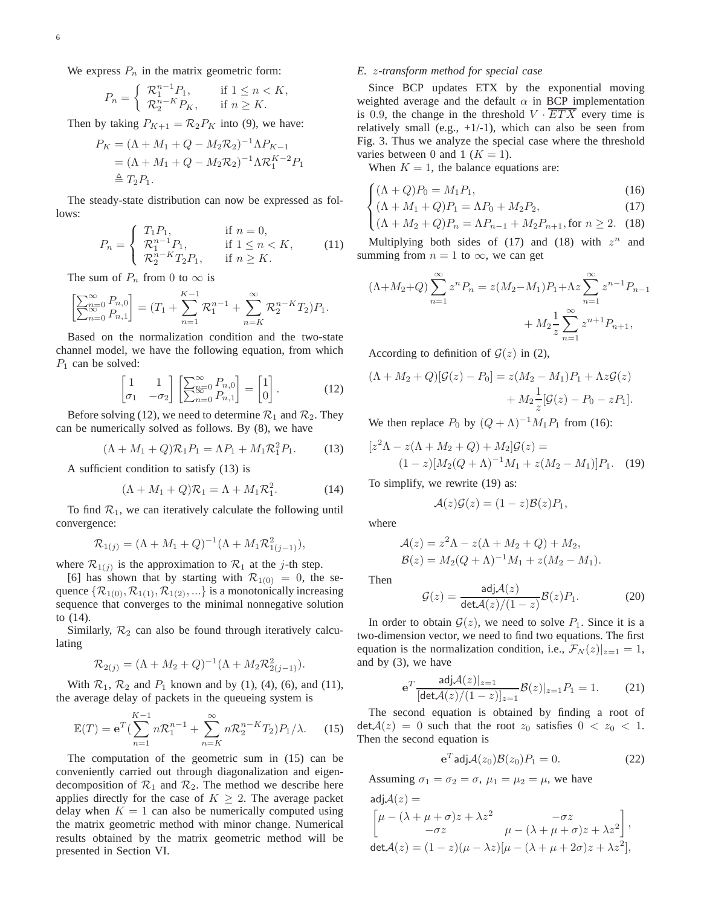We express $P_n$ in the matrix geometric form:

$$P_n = \begin{cases} \mathcal{R}_1^{n-1} P_1, & \text{if } 1 \le n < K, \\ \mathcal{R}_2^{n-K} P_K, & \text{if } n \ge K. \end{cases}$$

Then by taking $P_{K+1} = \mathcal{R}_2 P_K$ into (9), we have:

$$\begin{aligned} P_K &= (\Lambda + M_1 + Q - M_2 \mathcal{R}_2)^{-1} \Lambda P_{K-1} \\ &= (\Lambda + M_1 + Q - M_2 \mathcal{R}_2)^{-1} \Lambda \mathcal{R}_1^{K-2} P_1 \\ &\triangleq T_2 P_1. \end{aligned}$$

The steady-state distribution can now be expressed as follows:

$$P_n = \begin{cases} T_1 P_1, & \text{if } n = 0, \\ \mathcal{R}_1^{n-1} P_1, & \text{if } 1 \le n < K, \\ \mathcal{R}_2^{n-K} T_2 P_1, & \text{if } n \ge K. \end{cases} \tag{11}$$

The sum of $P_n$ from 0 to $\infty$ is

$$\begin{bmatrix} \sum_{n=0}^{\infty} P_{n,0} \\ \sum_{n=0}^{\infty} P_{n,1} \end{bmatrix} = (T_1 + \sum_{n=1}^{K-1} \mathcal{R}_1^{n-1} + \sum_{n=K}^{\infty} \mathcal{R}_2^{n-K} T_2) P_1.$$

Based on the normalization condition and the two-state channel model, we have the following equation, from which $P_1$ can be solved:

$$\begin{bmatrix} 1 & 1 \\ \sigma_1 & -\sigma_2 \end{bmatrix} \begin{bmatrix} \sum_{n=0}^{\infty} P_{n,0} \\ \sum_{n=0}^{\infty} P_{n,1} \end{bmatrix} = \begin{bmatrix} 1 \\ 0 \end{bmatrix}. \tag{12}$$

Before solving (12), we need to determine $\mathcal{R}_1$ and $\mathcal{R}_2$. They can be numerically solved as follows. By (8), we have

$$(\Lambda + M_1 + Q) \mathcal{R}_1 P_1 = \Lambda P_1 + M_1 \mathcal{R}_1^2 P_1. \tag{13}$$

A sufficient condition to satisfy (13) is

$$(\Lambda + M_1 + Q) \mathcal{R}_1 = \Lambda + M_1 \mathcal{R}_1^2. \tag{14}$$

To find $\mathcal{R}_1$, we can iteratively calculate the following until convergence:

$$\mathcal{R}_{1(j)} = (\Lambda + M_1 + Q)^{-1} (\Lambda + M_1 \mathcal{R}_{1(j-1)}^2),$$

where $\mathcal{R}_{1(j)}$ is the approximation to $\mathcal{R}_1$ at the $j$-th step.

[6] has shown that by starting with $\mathcal{R}_{1(0)} = 0$, the sequence $\{\mathcal{R}_{1(0)}, \mathcal{R}_{1(1)}, \mathcal{R}_{1(2)}, ...\}$ is a monotonically increasing sequence that converges to the minimal nonnegative solution to (14).

Similarly, $\mathcal{R}_2$ can also be found through iteratively calculating

$$\mathcal{R}_{2(j)} = (\Lambda + M_2 + Q)^{-1} (\Lambda + M_2 \mathcal{R}_{2(j-1)}^2).$$

With $\mathcal{R}_1$, $\mathcal{R}_2$ and $P_1$ known and by (1), (4), (6), and (11), the average delay of packets in the queueing system is

$$\mathbb{E}(T) = \mathbf{e}^T (\sum_{n=1}^{K-1} n \mathcal{R}_1^{n-1} + \sum_{n=K}^{\infty} n \mathcal{R}_2^{n-K} T_2) P_1 / \lambda. \tag{15}$$

The computation of the geometric sum in (15) can be conveniently carried out through diagonalization and eigen-decomposition of $\mathcal{R}_1$ and $\mathcal{R}_2$. The method we describe here applies directly for the case of $K \ge 2$. The average packet delay when $K = 1$ can also be numerically computed using the matrix geometric method with minor change. Numerical results obtained by the matrix geometric method will be presented in Section VI.

### *E. z-transform method for special case*

Since BCP updates ETX by the exponential moving weighted average and the default $\alpha$ in BCP implementation is 0.9, the change in the threshold $V \cdot \overline{ETX}$ every time is relatively small (e.g., +1/-1), which can also be seen from Fig. 3. Thus we analyze the special case where the threshold varies between 0 and 1 ($K = 1$).

When $K = 1$, the balance equations are:

$$\begin{cases} (\Lambda + Q) P_0 = M_1 P_1, & (16) \\ (\Lambda + M_1 + Q) P_1 = \Lambda P_0 + M_2 P_2, & (17) \\ (\Lambda + M_2 + Q) P_n = \Lambda P_{n-1} + M_2 P_{n+1}, \text{for } n \ge 2. & (18) \end{cases}$$

Multiplying both sides of (17) and (18) with $z^n$ and summing from $n = 1$ to $\infty$, we can get

$$\begin{aligned} (\Lambda + M_2 + Q) \sum_{n=1}^{\infty} z^n P_n = z(M_2 - M_1) P_1 + \Lambda z \sum_{n=1}^{\infty} z^{n-1} P_{n-1} \\ + M_2 \frac{1}{z} \sum_{n=1}^{\infty} z^{n+1} P_{n+1}, \end{aligned}$$

According to definition of $\mathcal{G}(z)$ in (2),

$$\begin{aligned} (\Lambda + M_2 + Q)[\mathcal{G}(z) - P_0] = z(M_2 - M_1) P_1 + \Lambda z \mathcal{G}(z) \\ + M_2 \frac{1}{z} [\mathcal{G}(z) - P_0 - z P_1]. \end{aligned}$$

We then replace $P_0$ by $(Q + \Lambda)^{-1} M_1 P_1$ from (16):

$$\begin{aligned} [z^2 \Lambda - z(\Lambda + M_2 + Q) + M_2] \mathcal{G}(z) = \\ (1 - z)[M_2 (Q + \Lambda)^{-1} M_1 + z(M_2 - M_1)] P_1. \end{aligned} \tag{19}$$

To simplify, we rewrite (19) as:

$$\mathcal{A}(z) \mathcal{G}(z) = (1 - z) \mathcal{B}(z) P_1,$$

where

$$\begin{aligned} \mathcal{A}(z) &= z^2 \Lambda - z(\Lambda + M_2 + Q) + M_2, \\ \mathcal{B}(z) &= M_2 (Q + \Lambda)^{-1} M_1 + z(M_2 - M_1). \end{aligned}$$

Then

$$\mathcal{G}(z) = \frac{\mathsf{adj} \mathcal{A}(z)}{\mathsf{det} \mathcal{A}(z) / (1 - z)} \mathcal{B}(z) P_1. \tag{20}$$

In order to obtain $\mathcal{G}(z)$, we need to solve $P_1$. Since it is a two-dimension vector, we need to find two equations. The first equation is the normalization condition, i.e., $\mathcal{F}_N(z)|_{z=1} = 1$, and by (3), we have

$$\mathbf{e}^T \frac{\mathsf{adj} \mathcal{A}(z)|_{z=1}}{[\mathsf{det} \mathcal{A}(z) / (1 - z)]_{z=1}} \mathcal{B}(z)|_{z=1} P_1 = 1. \tag{21}$$

The second equation is obtained by finding a root of $\mathsf{det} \mathcal{A}(z) = 0$ such that the root $z_0$ satisfies $0 < z_0 < 1$. Then the second equation is

$$\mathbf{e}^T \mathsf{adj} \mathcal{A}(z_0) \mathcal{B}(z_0) P_1 = 0. \tag{22}$$

Assuming $\sigma_1 = \sigma_2 = \sigma$, $\mu_1 = \mu_2 = \mu$, we have

$$\begin{aligned} &\mathsf{adj} \mathcal{A}(z) = \\ &\begin{bmatrix} \mu - (\lambda + \mu + \sigma) z + \lambda z^2 & -\sigma z \\ -\sigma z & \mu - (\lambda + \mu + \sigma) z + \lambda z^2 \end{bmatrix}, \\ &\mathsf{det} \mathcal{A}(z) = (1 - z)(\mu - \lambda z)[\mu - (\lambda + \mu + 2\sigma) z + \lambda z^2], \end{aligned}$$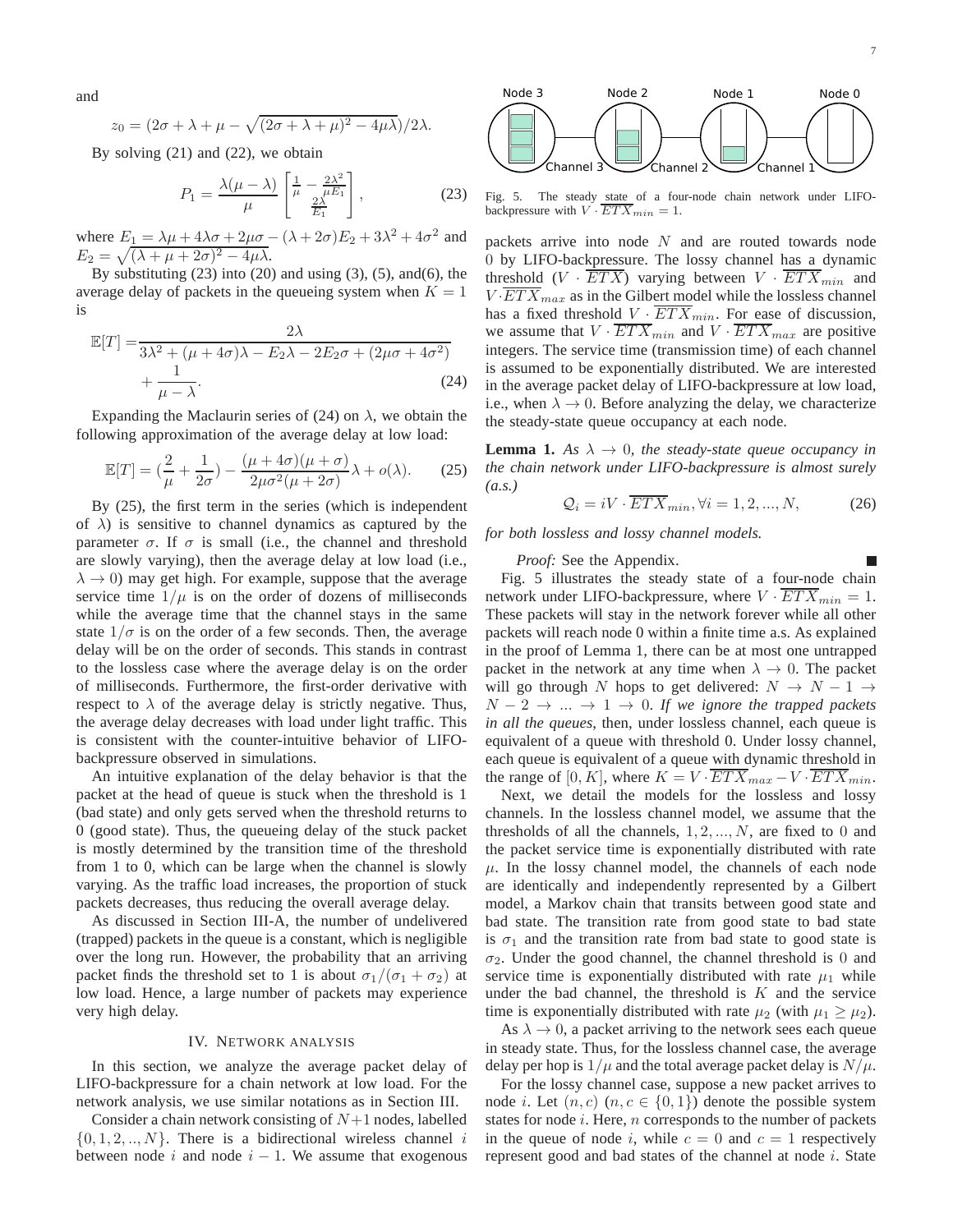and

$$z_0 = (2\sigma + \lambda + \mu - \sqrt{(2\sigma + \lambda + \mu)^2 - 4\mu\lambda})/2\lambda.$$

By solving (21) and (22), we obtain

$$P_1 = \frac{\lambda(\mu - \lambda)}{\mu} \left[ \frac{\frac{1}{\mu} - \frac{2\lambda^2}{\mu E_1}}{\frac{2\lambda}{E_1}} \right], \tag{23}$$

where $E_1 = \lambda\mu + 4\lambda\sigma + 2\mu\sigma - (\lambda + 2\sigma)E_2 + 3\lambda^2 + 4\sigma^2$ and $E_2 = \sqrt{(\lambda + \mu + 2\sigma)^2 - 4\mu\lambda}$.

By substituting (23) into (20) and using (3), (5), and(6), the average delay of packets in the queueing system when $K = 1$ is

$$\mathbb{E}[T] = \frac{2\lambda}{3\lambda^2 + (\mu + 4\sigma)\lambda - E_2\lambda - 2E_2\sigma + (2\mu\sigma + 4\sigma^2)} + \frac{1}{\mu - \lambda}. \tag{24}$$

Expanding the Maclaurin series of (24) on $\lambda$, we obtain the following approximation of the average delay at low load:

$$\mathbb{E}[T] = (\frac{2}{\mu} + \frac{1}{2\sigma}) - \frac{(\mu + 4\sigma)(\mu + \sigma)}{2\mu\sigma^2(\mu + 2\sigma)}\lambda + o(\lambda). \tag{25}$$

By (25), the first term in the series (which is independent of $\lambda$) is sensitive to channel dynamics as captured by the parameter $\sigma$. If $\sigma$ is small (i.e., the channel and threshold are slowly varying), then the average delay at low load (i.e., $\lambda \to 0$) may get high. For example, suppose that the average service time $1/\mu$ is on the order of dozens of milliseconds while the average time that the channel stays in the same state $1/\sigma$ is on the order of a few seconds. Then, the average delay will be on the order of seconds. This stands in contrast to the lossless case where the average delay is on the order of milliseconds. Furthermore, the first-order derivative with respect to $\lambda$ of the average delay is strictly negative. Thus, the average delay decreases with load under light traffic. This is consistent with the counter-intuitive behavior of LIFO-backpressure observed in simulations.

An intuitive explanation of the delay behavior is that the packet at the head of queue is stuck when the threshold is 1 (bad state) and only gets served when the threshold returns to 0 (good state). Thus, the queueing delay of the stuck packet is mostly determined by the transition time of the threshold from 1 to 0, which can be large when the channel is slowly varying. As the traffic load increases, the proportion of stuck packets decreases, thus reducing the overall average delay.

As discussed in Section III-A, the number of undelivered (trapped) packets in the queue is a constant, which is negligible over the long run. However, the probability that an arriving packet finds the threshold set to 1 is about $\sigma_1/(\sigma_1 + \sigma_2)$ at low load. Hence, a large number of packets may experience very high delay.

## IV. Network Analysis

In this section, we analyze the average packet delay of LIFO-backpressure for a chain network at low load. For the network analysis, we use similar notations as in Section III.

Consider a chain network consisting of $N+1$ nodes, labelled $\{0, 1, 2, .., N\}$. There is a bidirectional wireless channel $i$ between node $i$ and node $i-1$. We assume that exogenous packets arrive into node $N$ and are routed towards node 0 by LIFO-backpressure. The lossy channel has a dynamic threshold ($V \cdot \overline{ETX}$) varying between $V \cdot \overline{ETX}_{min}$ and $V \cdot \overline{ETX}_{max}$ as in the Gilbert model while the lossless channel has a fixed threshold $V \cdot \overline{ETX}_{min}$. For ease of discussion, we assume that $V \cdot \overline{ETX}_{min}$ and $V \cdot \overline{ETX}_{max}$ are positive integers. The service time (transmission time) of each channel is assumed to be exponentially distributed. We are interested in the average packet delay of LIFO-backpressure at low load, i.e., when $\lambda \to 0$. Before analyzing the delay, we characterize the steady-state queue occupancy at each node.

Fig. 5. The steady state of a four-node chain network under LIFO-backpressure with $V \cdot \overline{ETX}_{min} = 1$.

**Lemma 1.** *As $\lambda \to 0$, the steady-state queue occupancy in the chain network under LIFO-backpressure is almost surely (a.s.)*

$$\mathcal{Q}_i = iV \cdot \overline{ETX}_{min}, \forall i = 1, 2, ..., N, \tag{26}$$

*for both lossless and lossy channel models.*

*Proof:* See the Appendix. ∎

Fig. 5 illustrates the steady state of a four-node chain network under LIFO-backpressure, where $V \cdot \overline{ETX}_{min} = 1$. These packets will stay in the network forever while all other packets will reach node 0 within a finite time a.s. As explained in the proof of Lemma 1, there can be at most one untrapped packet in the network at any time when $\lambda \to 0$. The packet will go through $N$ hops to get delivered: $N \to N-1 \to N-2 \to ... \to 1 \to 0$. *If we ignore the trapped packets in all the queues*, then, under lossless channel, each queue is equivalent of a queue with threshold 0. Under lossy channel, each queue is equivalent of a queue with dynamic threshold in the range of $[0, K]$, where $K = V \cdot \overline{ETX}_{max} - V \cdot \overline{ETX}_{min}$.

Next, we detail the models for the lossless and lossy channels. In the lossless channel model, we assume that the thresholds of all the channels, $1, 2, ..., N$, are fixed to 0 and the packet service time is exponentially distributed with rate $\mu$. In the lossy channel model, the channels of each node are identically and independently represented by a Gilbert model, a Markov chain that transits between good state and bad state. The transition rate from good state to bad state is $\sigma_1$ and the transition rate from bad state to good state is $\sigma_2$. Under the good channel, the channel threshold is 0 and service time is exponentially distributed with rate $\mu_1$ while under the bad channel, the threshold is $K$ and the service time is exponentially distributed with rate $\mu_2$ (with $\mu_1 \geq \mu_2$).

As $\lambda \to 0$, a packet arriving to the network sees each queue in steady state. Thus, for the lossless channel case, the average delay per hop is $1/\mu$ and the total average packet delay is $N/\mu$.

For the lossy channel case, suppose a new packet arrives to node $i$. Let $(n, c)$ $(n, c \in \{0, 1\})$ denote the possible system states for node $i$. Here, $n$ corresponds to the number of packets in the queue of node $i$, while $c = 0$ and $c = 1$ respectively represent good and bad states of the channel at node $i$. State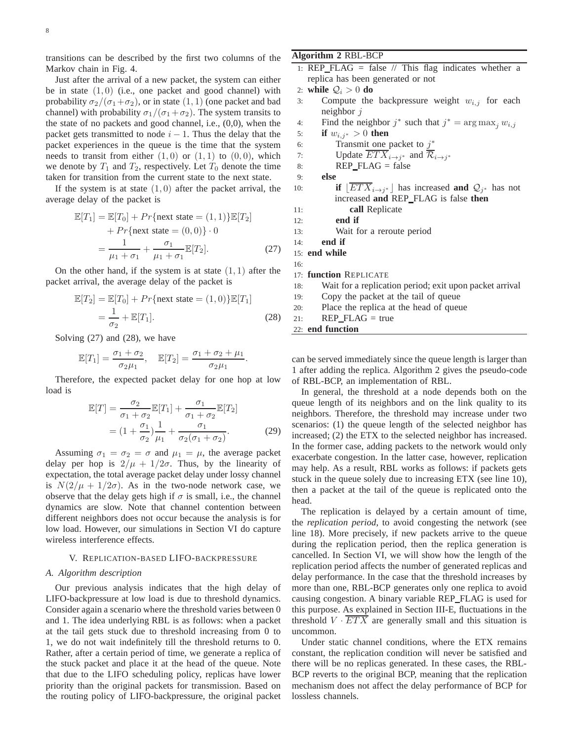transitions can be described by the first two columns of the Markov chain in Fig. 4.

Just after the arrival of a new packet, the system can either be in state $(1,0)$ (i.e., one packet and good channel) with probability $\sigma_2/(\sigma_1+\sigma_2)$, or in state $(1,1)$ (one packet and bad channel) with probability $\sigma_1/(\sigma_1+\sigma_2)$. The system transits to the state of no packets and good channel, i.e., (0,0), when the packet gets transmitted to node $i-1$. Thus the delay that the packet experiences in the queue is the time that the system needs to transit from either $(1,0)$ or $(1,1)$ to $(0,0)$, which we denote by $T_1$ and $T_2$, respectively. Let $T_0$ denote the time taken for transition from the current state to the next state.

If the system is at state $(1,0)$ after the packet arrival, the average delay of the packet is

$$
\begin{aligned}
\mathbb{E}[T_1] &= \mathbb{E}[T_0] + Pr\{\text{next state} = (1,1)\}\mathbb{E}[T_2] \\
&\quad + Pr\{\text{next state} = (0,0)\} \cdot 0 \\
&= \frac{1}{\mu_1+\sigma_1} + \frac{\sigma_1}{\mu_1+\sigma_1}\mathbb{E}[T_2]. \quad (27)
\end{aligned}
$$

On the other hand, if the system is at state $(1,1)$ after the packet arrival, the average delay of the packet is

$$
\begin{aligned}
\mathbb{E}[T_2] &= \mathbb{E}[T_0] + Pr\{\text{next state} = (1,0)\}\mathbb{E}[T_1] \\
&= \frac{1}{\sigma_2} + \mathbb{E}[T_1]. \quad (28)
\end{aligned}
$$

Solving (27) and (28), we have

$$
\mathbb{E}[T_1] = \frac{\sigma_1+\sigma_2}{\sigma_2\mu_1}, \quad \mathbb{E}[T_2] = \frac{\sigma_1+\sigma_2+\mu_1}{\sigma_2\mu_1}.
$$

Therefore, the expected packet delay for one hop at low load is

$$
\begin{aligned}
\mathbb{E}[T] &= \frac{\sigma_2}{\sigma_1+\sigma_2}\mathbb{E}[T_1] + \frac{\sigma_1}{\sigma_1+\sigma_2}\mathbb{E}[T_2] \\
&= (1+\frac{\sigma_1}{\sigma_2})\frac{1}{\mu_1} + \frac{\sigma_1}{\sigma_2(\sigma_1+\sigma_2)}. \quad (29)
\end{aligned}
$$

Assuming $\sigma_1 = \sigma_2 = \sigma$ and $\mu_1 = \mu$, the average packet delay per hop is $2/\mu + 1/2\sigma$. Thus, by the linearity of expectation, the total average packet delay under lossy channel is $N(2/\mu + 1/2\sigma)$. As in the two-node network case, we observe that the delay gets high if $\sigma$ is small, i.e., the channel dynamics are slow. Note that channel contention between different neighbors does not occur because the analysis is for low load. However, our simulations in Section VI do capture wireless interference effects.

## V. Replication-based LIFO-backpressure

### A. Algorithm description

Our previous analysis indicates that the high delay of LIFO-backpressure at low load is due to threshold dynamics. Consider again a scenario where the threshold varies between 0 and 1. The idea underlying RBL is as follows: when a packet at the tail gets stuck due to threshold increasing from 0 to 1, we do not wait indefinitely till the threshold returns to 0. Rather, after a certain period of time, we generate a replica of the stuck packet and place it at the head of the queue. Note that due to the LIFO scheduling policy, replicas have lower priority than the original packets for transmission. Based on the routing policy of LIFO-backpressure, the original packet can be served immediately since the queue length is larger than 1 after adding the replica. Algorithm 2 gives the pseudo-code of RBL-BCP, an implementation of RBL.

**Algorithm 2** RBL-BCP

```
1: REP_FLAG = false // This flag indicates whether a
   replica has been generated or not
2: while Q_i > 0 do
3:     Compute the backpressure weight w_{i,j} for each
       neighbor j
4:     Find the neighbor j* such that j* = arg max_j w_{i,j}
5:     if w_{i,j*} > 0 then
6:         Transmit one packet to j*
7:         Update ETX_{i→j*} and R_{i→j*}
8:         REP_FLAG = false
9:     else
10:        if ⌊ETX_{i→j*}⌋ has increased and Q_{j*} has not
           increased and REP_FLAG is false then
11:            call Replicate
12:        end if
13:        Wait for a reroute period
14:    end if
15: end while
16:
17: function REPLICATE
18:     Wait for a replication period; exit upon packet arrival
19:     Copy the packet at the tail of queue
20:     Place the replica at the head of queue
21:     REP_FLAG = true
22: end function
```

In general, the threshold at a node depends both on the queue length of its neighbors and on the link quality to its neighbors. Therefore, the threshold may increase under two scenarios: (1) the queue length of the selected neighbor has increased; (2) the ETX to the selected neighbor has increased. In the former case, adding packets to the network would only exacerbate congestion. In the latter case, however, replication may help. As a result, RBL works as follows: if packets gets stuck in the queue solely due to increasing ETX (see line 10), then a packet at the tail of the queue is replicated onto the head.

The replication is delayed by a certain amount of time, the *replication period*, to avoid congesting the network (see line 18). More precisely, if new packets arrive to the queue during the replication period, then the replica generation is cancelled. In Section VI, we will show how the length of the replication period affects the number of generated replicas and delay performance. In the case that the threshold increases by more than one, RBL-BCP generates only one replica to avoid causing congestion. A binary variable REP_FLAG is used for this purpose. As explained in Section III-E, fluctuations in the threshold $V \cdot \overline{ETX}$ are generally small and this situation is uncommon.

Under static channel conditions, where the ETX remains constant, the replication condition will never be satisfied and there will be no replicas generated. In these cases, the RBL-BCP reverts to the original BCP, meaning that the replication mechanism does not affect the delay performance of BCP for lossless channels.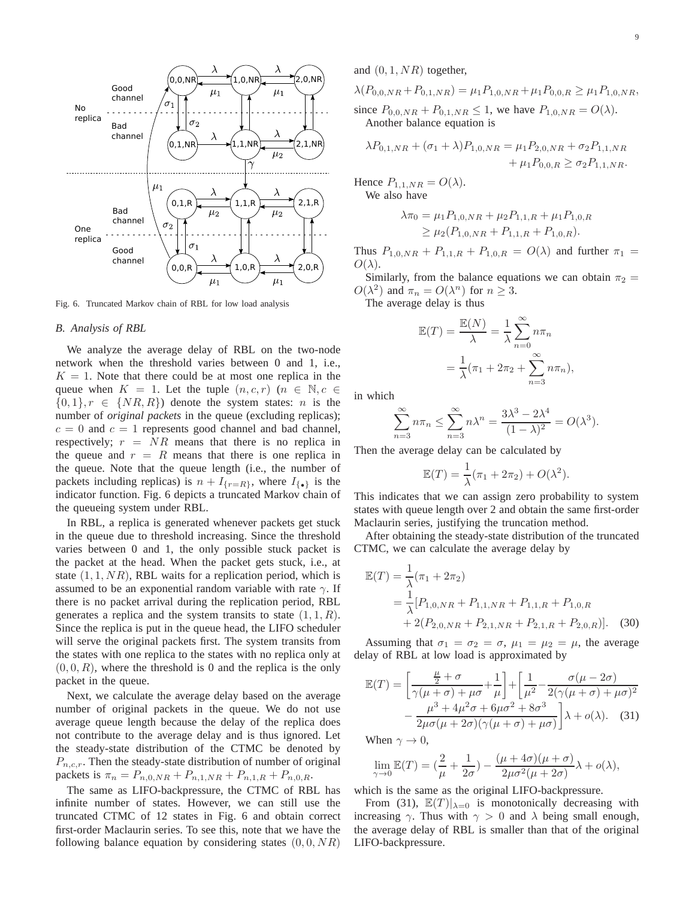Fig. 6. Truncated Markov chain of RBL for low load analysis

### B. Analysis of RBL

We analyze the average delay of RBL on the two-node network when the threshold varies between 0 and 1, i.e., $K = 1$. Note that there could be at most one replica in the queue when $K = 1$. Let the tuple $(n, c, r)$ ($n \in \mathbb{N}, c \in \{0, 1\}, r \in \{NR, R\}$) denote the system states: $n$ is the number of *original packets* in the queue (excluding replicas); $c = 0$ and $c = 1$ represents good channel and bad channel, respectively; $r = NR$ means that there is no replica in the queue and $r = R$ means that there is one replica in the queue. Note that the queue length (i.e., the number of packets including replicas) is $n + I_{\{r=R\}}$, where $I_{\{\bullet\}}$ is the indicator function. Fig. 6 depicts a truncated Markov chain of the queueing system under RBL.

In RBL, a replica is generated whenever packets get stuck in the queue due to threshold increasing. Since the threshold varies between 0 and 1, the only possible stuck packet is the packet at the head. When the packet gets stuck, i.e., at state $(1, 1, NR)$, RBL waits for a replication period, which is assumed to be an exponential random variable with rate $\gamma$. If there is no packet arrival during the replication period, RBL generates a replica and the system transits to state $(1, 1, R)$. Since the replica is put in the queue head, the LIFO scheduler will serve the original packets first. The system transits from the states with one replica to the states with no replica only at $(0, 0, R)$, where the threshold is 0 and the replica is the only packet in the queue.

Next, we calculate the average delay based on the average number of original packets in the queue. We do not use average queue length because the delay of the replica does not contribute to the average delay and is thus ignored. Let the steady-state distribution of the CTMC be denoted by $P_{n,c,r}$. Then the steady-state distribution of number of original packets is $\pi_n = P_{n,0,NR} + P_{n,1,NR} + P_{n,1,R} + P_{n,0,R}$.

The same as LIFO-backpressure, the CTMC of RBL has infinite number of states. However, we can still use the truncated CTMC of 12 states in Fig. 6 and obtain correct first-order Maclaurin series. To see this, note that we have the following balance equation by considering states $(0, 0, NR)$ and $(0, 1, NR)$ together,

$$\lambda(P_{0,0,NR} + P_{0,1,NR}) = \mu_1 P_{1,0,NR} + \mu_1 P_{0,0,R} \geq \mu_1 P_{1,0,NR},$$

since $P_{0,0,NR} + P_{0,1,NR} \leq 1$, we have $P_{1,0,NR} = O(\lambda)$.

Another balance equation is

$$\begin{aligned} \lambda P_{0,1,NR} + (\sigma_1 + \lambda) P_{1,0,NR} &= \mu_1 P_{2,0,NR} + \sigma_2 P_{1,1,NR} \\ &\quad + \mu_1 P_{0,0,R} \geq \sigma_2 P_{1,1,NR}. \end{aligned}$$

Hence $P_{1,1,NR} = O(\lambda)$.

We also have

$$\begin{aligned} \lambda \pi_0 &= \mu_1 P_{1,0,NR} + \mu_2 P_{1,1,R} + \mu_1 P_{1,0,R} \\ &\geq \mu_2 (P_{1,0,NR} + P_{1,1,R} + P_{1,0,R}). \end{aligned}$$

Thus $P_{1,0,NR} + P_{1,1,R} + P_{1,0,R} = O(\lambda)$ and further $\pi_1 = O(\lambda)$.

Similarly, from the balance equations we can obtain $\pi_2 = O(\lambda^2)$ and $\pi_n = O(\lambda^n)$ for $n \geq 3$.

The average delay is thus

$$\begin{aligned} \mathbb{E}(T) = \frac{\mathbb{E}(N)}{\lambda} &= \frac{1}{\lambda} \sum_{n=0}^{\infty} n \pi_n \\ &= \frac{1}{\lambda} (\pi_1 + 2\pi_2 + \sum_{n=3}^{\infty} n \pi_n), \end{aligned}$$

in which

$$\sum_{n=3}^{\infty} n \pi_n \leq \sum_{n=3}^{\infty} n \lambda^n = \frac{3\lambda^3 - 2\lambda^4}{(1-\lambda)^2} = O(\lambda^3).$$

Then the average delay can be calculated by

$$\mathbb{E}(T) = \frac{1}{\lambda}(\pi_1 + 2\pi_2) + O(\lambda^2).$$

This indicates that we can assign zero probability to system states with queue length over 2 and obtain the same first-order Maclaurin series, justifying the truncation method.

After obtaining the steady-state distribution of the truncated CTMC, we can calculate the average delay by

$$\begin{aligned} \mathbb{E}(T) &= \frac{1}{\lambda}(\pi_1 + 2\pi_2) \\ &= \frac{1}{\lambda}[P_{1,0,NR} + P_{1,1,NR} + P_{1,1,R} + P_{1,0,R} \\ &\quad + 2(P_{2,0,NR} + P_{2,1,NR} + P_{2,1,R} + P_{2,0,R})]. \end{aligned} \tag{30}$$

Assuming that $\sigma_1 = \sigma_2 = \sigma$, $\mu_1 = \mu_2 = \mu$, the average delay of RBL at low load is approximated by

$$\begin{aligned} \mathbb{E}(T) = &\left[\frac{\frac{\mu}{2} + \sigma}{\gamma(\mu + \sigma) + \mu\sigma} + \frac{1}{\mu}\right] + \left[\frac{1}{\mu^2} - \frac{\sigma(\mu - 2\sigma)}{2(\gamma(\mu + \sigma) + \mu\sigma)^2}\right. \\ &\left. - \frac{\mu^3 + 4\mu^2\sigma + 6\mu\sigma^2 + 8\sigma^3}{2\mu\sigma(\mu + 2\sigma)(\gamma(\mu + \sigma) + \mu\sigma)}\right]\lambda + o(\lambda). \end{aligned} \tag{31}$$

When $\gamma \to 0$,

$$\lim_{\gamma \to 0} \mathbb{E}(T) = (\frac{2}{\mu} + \frac{1}{2\sigma}) - \frac{(\mu + 4\sigma)(\mu + \sigma)}{2\mu\sigma^2(\mu + 2\sigma)}\lambda + o(\lambda),$$

which is the same as the original LIFO-backpressure.

From (31), $\mathbb{E}(T)|_{\lambda=0}$ is monotonically decreasing with increasing $\gamma$. Thus with $\gamma > 0$ and $\lambda$ being small enough, the average delay of RBL is smaller than that of the original LIFO-backpressure.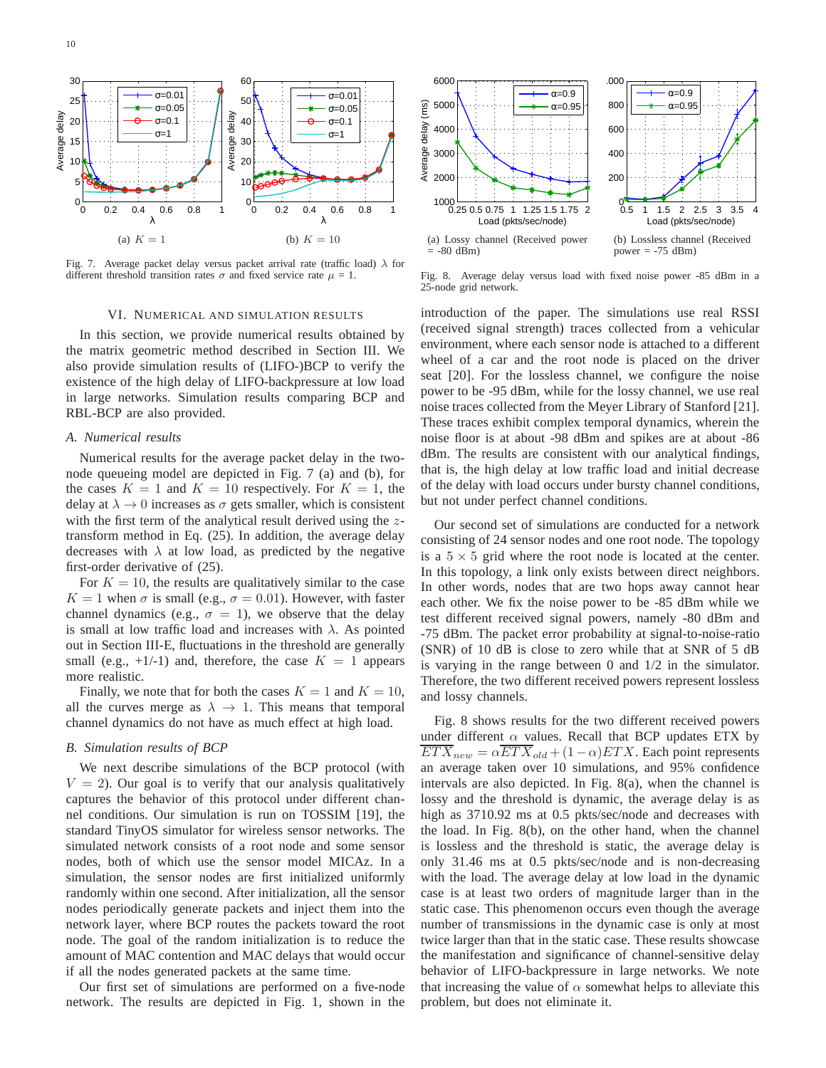Fig. 7. Average packet delay versus packet arrival rate (traffic load) $\lambda$ for different threshold transition rates $\sigma$ and fixed service rate $\mu = 1$.

(a) $K = 1$

(b) $K = 10$

(a) Lossy channel (Received power = -80 dBm)

(b) Lossless channel (Received power = -75 dBm)

Fig. 8. Average delay versus load with fixed noise power -85 dBm in a 25-node grid network.

## VI. Numerical and Simulation Results

In this section, we provide numerical results obtained by the matrix geometric method described in Section III. We also provide simulation results of (LIFO-)BCP to verify the existence of the high delay of LIFO-backpressure at low load in large networks. Simulation results comparing BCP and RBL-BCP are also provided.

### A. Numerical results

Numerical results for the average packet delay in the two-node queueing model are depicted in Fig. 7 (a) and (b), for the cases $K = 1$ and $K = 10$ respectively. For $K = 1$, the delay at $\lambda \to 0$ increases as $\sigma$ gets smaller, which is consistent with the first term of the analytical result derived using the $z$-transform method in Eq. (25). In addition, the average delay decreases with $\lambda$ at low load, as predicted by the negative first-order derivative of (25).

For $K = 10$, the results are qualitatively similar to the case $K = 1$ when $\sigma$ is small (e.g., $\sigma = 0.01$). However, with faster channel dynamics (e.g., $\sigma = 1$), we observe that the delay is small at low traffic load and increases with $\lambda$. As pointed out in Section III-E, fluctuations in the threshold are generally small (e.g., +1/-1) and, therefore, the case $K = 1$ appears more realistic.

Finally, we note that for both the cases $K = 1$ and $K = 10$, all the curves merge as $\lambda \to 1$. This means that temporal channel dynamics do not have as much effect at high load.

### B. Simulation results of BCP

We next describe simulations of the BCP protocol (with $V = 2$). Our goal is to verify that our analysis qualitatively captures the behavior of this protocol under different channel conditions. Our simulation is run on TOSSIM [19], the standard TinyOS simulator for wireless sensor networks. The simulated network consists of a root node and some sensor nodes, both of which use the sensor model MICAz. In a simulation, the sensor nodes are first initialized uniformly randomly within one second. After initialization, all the sensor nodes periodically generate packets and inject them into the network layer, where BCP routes the packets toward the root node. The goal of the random initialization is to reduce the amount of MAC contention and MAC delays that would occur if all the nodes generated packets at the same time.

Our first set of simulations are performed on a five-node network. The results are depicted in Fig. 1, shown in the introduction of the paper. The simulations use real RSSI (received signal strength) traces collected from a vehicular environment, where each sensor node is attached to a different wheel of a car and the root node is placed on the driver seat [20]. For the lossless channel, we configure the noise power to be -95 dBm, while for the lossy channel, we use real noise traces collected from the Meyer Library of Stanford [21]. These traces exhibit complex temporal dynamics, wherein the noise floor is at about -98 dBm and spikes are at about -86 dBm. The results are consistent with our analytical findings, that is, the high delay at low traffic load and initial decrease of the delay with load occurs under bursty channel conditions, but not under perfect channel conditions.

Our second set of simulations are conducted for a network consisting of 24 sensor nodes and one root node. The topology is a $5 \times 5$ grid where the root node is located at the center. In this topology, a link only exists between direct neighbors. In other words, nodes that are two hops away cannot hear each other. We fix the noise power to be -85 dBm while we test different received signal powers, namely -80 dBm and -75 dBm. The packet error probability at signal-to-noise-ratio (SNR) of 10 dB is close to zero while that at SNR of 5 dB is varying in the range between 0 and 1/2 in the simulator. Therefore, the two different received powers represent lossless and lossy channels.

Fig. 8 shows results for the two different received powers under different $\alpha$ values. Recall that BCP updates ETX by $\overline{ETX}_{new} = \alpha\overline{ETX}_{old} + (1-\alpha)ETX$. Each point represents an average taken over 10 simulations, and 95% confidence intervals are also depicted. In Fig. 8(a), when the channel is lossy and the threshold is dynamic, the average delay is as high as 3710.92 ms at 0.5 pkts/sec/node and decreases with the load. In Fig. 8(b), on the other hand, when the channel is lossless and the threshold is static, the average delay is only 31.46 ms at 0.5 pkts/sec/node and is non-decreasing with the load. The average delay at low load in the dynamic case is at least two orders of magnitude larger than in the static case. This phenomenon occurs even though the average number of transmissions in the dynamic case is only at most twice larger than that in the static case. These results showcase the manifestation and significance of channel-sensitive delay behavior of LIFO-backpressure in large networks. We note that increasing the value of $\alpha$ somewhat helps to alleviate this problem, but does not eliminate it.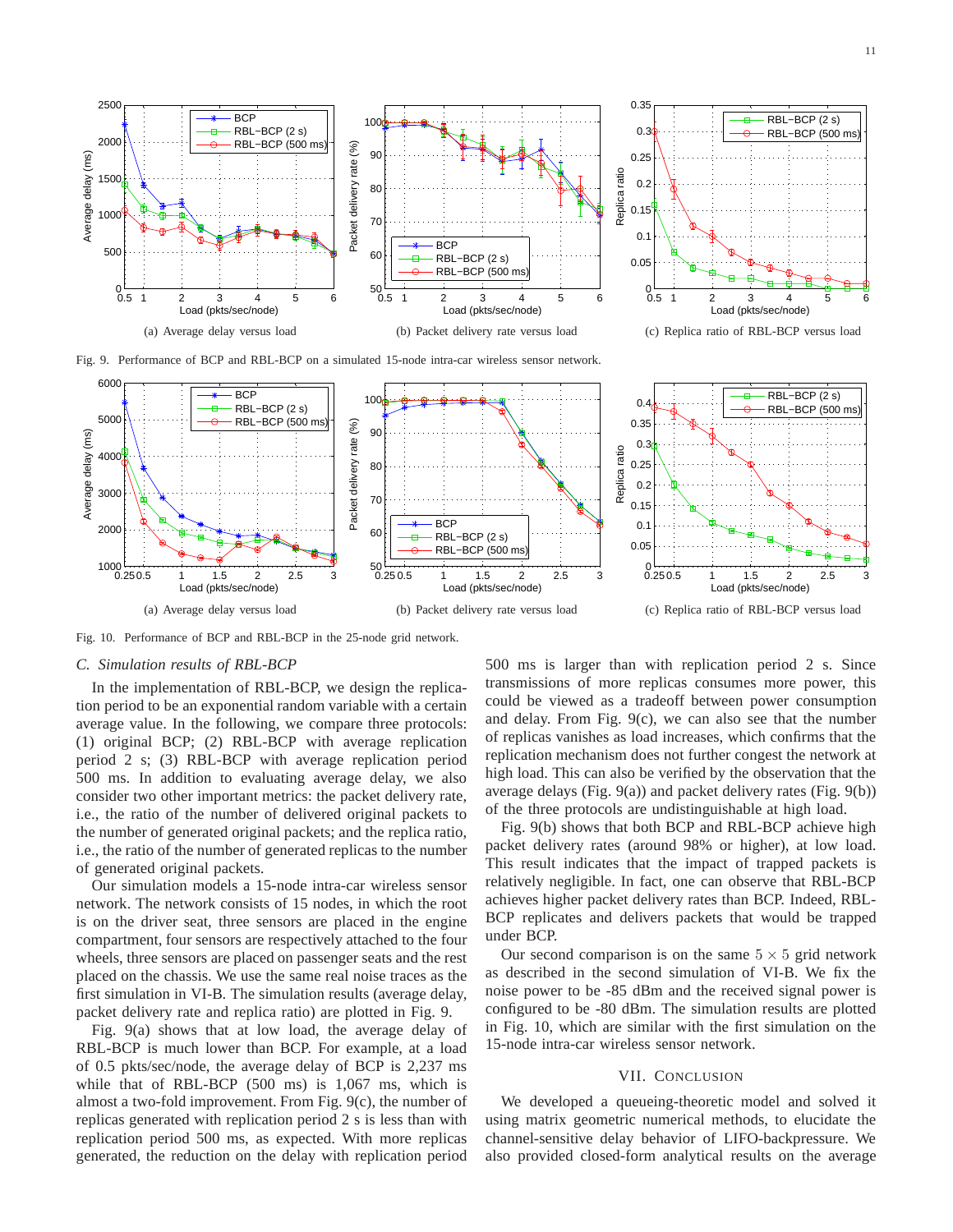(a) Average delay versus load

(b) Packet delivery rate versus load

(c) Replica ratio of RBL-BCP versus load

Fig. 9. Performance of BCP and RBL-BCP on a simulated 15-node intra-car wireless sensor network.

(a) Average delay versus load

(b) Packet delivery rate versus load

(c) Replica ratio of RBL-BCP versus load

Fig. 10. Performance of BCP and RBL-BCP in the 25-node grid network.

### C. Simulation results of RBL-BCP

In the implementation of RBL-BCP, we design the replication period to be an exponential random variable with a certain average value. In the following, we compare three protocols: (1) original BCP; (2) RBL-BCP with average replication period 2 s; (3) RBL-BCP with average replication period 500 ms. In addition to evaluating average delay, we also consider two other important metrics: the packet delivery rate, i.e., the ratio of the number of delivered original packets to the number of generated original packets; and the replica ratio, i.e., the ratio of the number of generated replicas to the number of generated original packets.

Our simulation models a 15-node intra-car wireless sensor network. The network consists of 15 nodes, in which the root is on the driver seat, three sensors are placed in the engine compartment, four sensors are respectively attached to the four wheels, three sensors are placed on passenger seats and the rest placed on the chassis. We use the same real noise traces as the first simulation in VI-B. The simulation results (average delay, packet delivery rate and replica ratio) are plotted in Fig. 9.

Fig. 9(a) shows that at low load, the average delay of RBL-BCP is much lower than BCP. For example, at a load of 0.5 pkts/sec/node, the average delay of BCP is 2,237 ms while that of RBL-BCP (500 ms) is 1,067 ms, which is almost a two-fold improvement. From Fig. 9(c), the number of replicas generated with replication period 2 s is less than with replication period 500 ms, as expected. With more replicas generated, the reduction on the delay with replication period 500 ms is larger than with replication period 2 s. Since transmissions of more replicas consumes more power, this could be viewed as a tradeoff between power consumption and delay. From Fig. 9(c), we can also see that the number of replicas vanishes as load increases, which confirms that the replication mechanism does not further congest the network at high load. This can also be verified by the observation that the average delays (Fig. 9(a)) and packet delivery rates (Fig. 9(b)) of the three protocols are undistinguishable at high load.

Fig. 9(b) shows that both BCP and RBL-BCP achieve high packet delivery rates (around 98% or higher), at low load. This result indicates that the impact of trapped packets is relatively negligible. In fact, one can observe that RBL-BCP achieves higher packet delivery rates than BCP. Indeed, RBL-BCP replicates and delivers packets that would be trapped under BCP.

Our second comparison is on the same $5 \times 5$ grid network as described in the second simulation of VI-B. We fix the noise power to be -85 dBm and the received signal power is configured to be -80 dBm. The simulation results are plotted in Fig. 10, which are similar with the first simulation on the 15-node intra-car wireless sensor network.

## VII. Conclusion

We developed a queueing-theoretic model and solved it using matrix geometric numerical methods, to elucidate the channel-sensitive delay behavior of LIFO-backpressure. We also provided closed-form analytical results on the average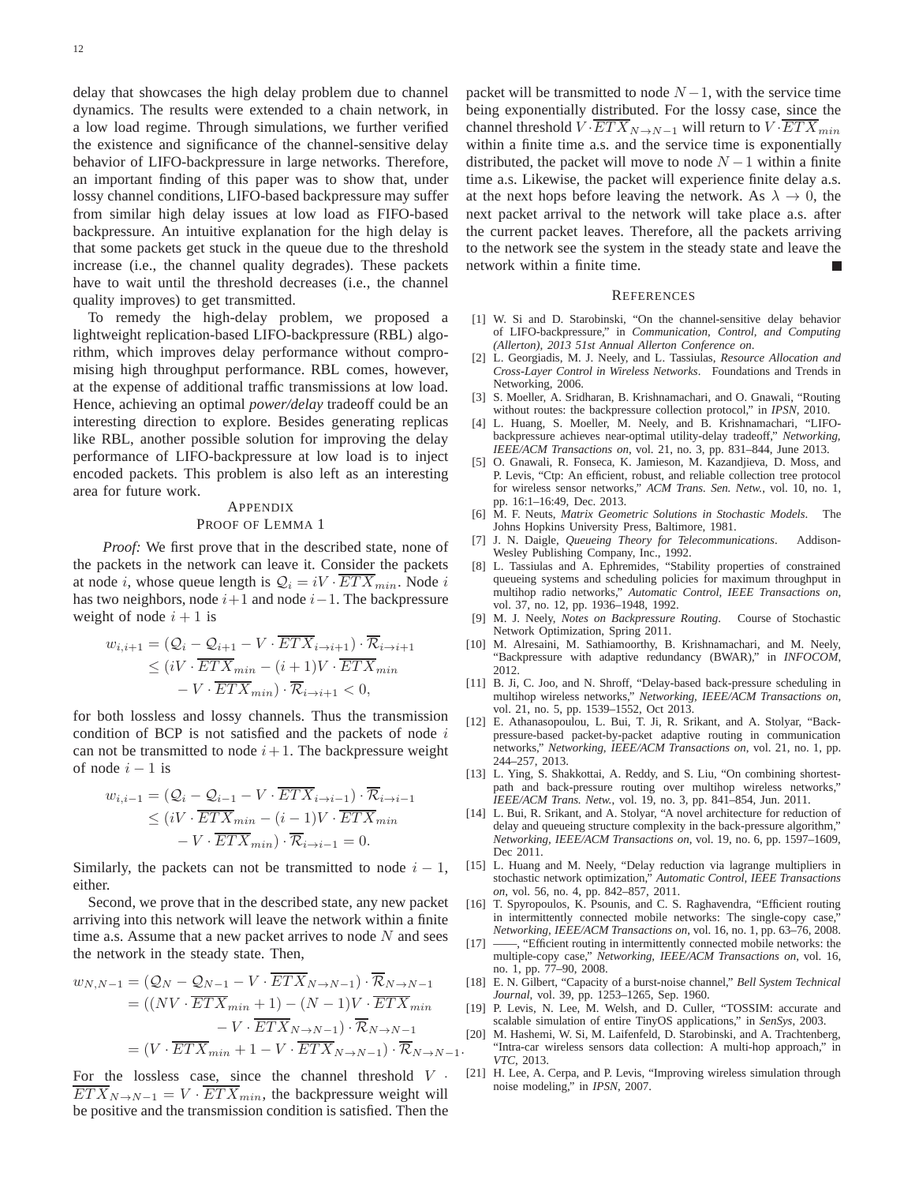delay that showcases the high delay problem due to channel dynamics. The results were extended to a chain network, in a low load regime. Through simulations, we further verified the existence and significance of the channel-sensitive delay behavior of LIFO-backpressure in large networks. Therefore, an important finding of this paper was to show that, under lossy channel conditions, LIFO-based backpressure may suffer from similar high delay issues at low load as FIFO-based backpressure. An intuitive explanation for the high delay is that some packets get stuck in the queue due to the threshold increase (i.e., the channel quality degrades). These packets have to wait until the threshold decreases (i.e., the channel quality improves) to get transmitted.

To remedy the high-delay problem, we proposed a lightweight replication-based LIFO-backpressure (RBL) algorithm, which improves delay performance without compromising high throughput performance. RBL comes, however, at the expense of additional traffic transmissions at low load. Hence, achieving an optimal *power/delay* tradeoff could be an interesting direction to explore. Besides generating replicas like RBL, another possible solution for improving the delay performance of LIFO-backpressure at low load is to inject encoded packets. This problem is also left as an interesting area for future work.

# Appendix
## Proof of Lemma 1

*Proof:* We first prove that in the described state, none of the packets in the network can leave it. Consider the packets at node $i$, whose queue length is $\mathcal{Q}_i = iV \cdot \overline{ETX}_{min}$. Node $i$ has two neighbors, node $i+1$ and node $i-1$. The backpressure weight of node $i+1$ is

$$
\begin{aligned}
w_{i,i+1} &= (\mathcal{Q}_i - \mathcal{Q}_{i+1} - V \cdot \overline{ETX}_{i\to i+1}) \cdot \overline{\mathcal{R}}_{i\to i+1} \\
&\leq (iV \cdot \overline{ETX}_{min} - (i+1)V \cdot \overline{ETX}_{min} \\
&\quad - V \cdot \overline{ETX}_{min}) \cdot \overline{\mathcal{R}}_{i\to i+1} < 0,
\end{aligned}
$$

for both lossless and lossy channels. Thus the transmission condition of BCP is not satisfied and the packets of node $i$ can not be transmitted to node $i+1$. The backpressure weight of node $i-1$ is

$$
\begin{aligned}
w_{i,i-1} &= (\mathcal{Q}_i - \mathcal{Q}_{i-1} - V \cdot \overline{ETX}_{i\to i-1}) \cdot \overline{\mathcal{R}}_{i\to i-1} \\
&\leq (iV \cdot \overline{ETX}_{min} - (i-1)V \cdot \overline{ETX}_{min} \\
&\quad - V \cdot \overline{ETX}_{min}) \cdot \overline{\mathcal{R}}_{i\to i-1} = 0.
\end{aligned}
$$

Similarly, the packets can not be transmitted to node $i-1$, either.

Second, we prove that in the described state, any new packet arriving into this network will leave the network within a finite time a.s. Assume that a new packet arrives to node $N$ and sees the network in the steady state. Then,

$$
\begin{aligned}
w_{N,N-1} &= (\mathcal{Q}_N - \mathcal{Q}_{N-1} - V \cdot \overline{ETX}_{N\to N-1}) \cdot \overline{\mathcal{R}}_{N\to N-1} \\
&= ((NV \cdot \overline{ETX}_{min} + 1) - (N-1)V \cdot \overline{ETX}_{min} \\
&\quad - V \cdot \overline{ETX}_{N\to N-1}) \cdot \overline{\mathcal{R}}_{N\to N-1} \\
&= (V \cdot \overline{ETX}_{min} + 1 - V \cdot \overline{ETX}_{N\to N-1}) \cdot \overline{\mathcal{R}}_{N\to N-1}.
\end{aligned}
$$

For the lossless case, since the channel threshold $V \cdot \overline{ETX}_{N\to N-1} = V \cdot \overline{ETX}_{min}$, the backpressure weight will be positive and the transmission condition is satisfied. Then the packet will be transmitted to node $N-1$, with the service time being exponentially distributed. For the lossy case, since the channel threshold $V \cdot \overline{ETX}_{N\to N-1}$ will return to $V \cdot \overline{ETX}_{min}$ within a finite time a.s. and the service time is exponentially distributed, the packet will move to node $N-1$ within a finite time a.s. Likewise, the packet will experience finite delay a.s. at the next hops before leaving the network. As $\lambda \to 0$, the next packet arrival to the network will take place a.s. after the current packet leaves. Therefore, all the packets arriving to the network see the system in the steady state and leave the network within a finite time. ∎

# References

[1] W. Si and D. Starobinski, "On the channel-sensitive delay behavior of LIFO-backpressure," in *Communication, Control, and Computing (Allerton), 2013 51st Annual Allerton Conference on*.

[2] L. Georgiadis, M. J. Neely, and L. Tassiulas, *Resource Allocation and Cross-Layer Control in Wireless Networks*. Foundations and Trends in Networking, 2006.

[3] S. Moeller, A. Sridharan, B. Krishnamachari, and O. Gnawali, "Routing without routes: the backpressure collection protocol," in *IPSN*, 2010.

[4] L. Huang, S. Moeller, M. Neely, and B. Krishnamachari, "LIFO-backpressure achieves near-optimal utility-delay tradeoff," *Networking, IEEE/ACM Transactions on*, vol. 21, no. 3, pp. 831–844, June 2013.

[5] O. Gnawali, R. Fonseca, K. Jamieson, M. Kazandjieva, D. Moss, and P. Levis, "Ctp: An efficient, robust, and reliable collection tree protocol for wireless sensor networks," *ACM Trans. Sen. Netw.*, vol. 10, no. 1, pp. 16:1–16:49, Dec. 2013.

[6] M. F. Neuts, *Matrix Geometric Solutions in Stochastic Models*. The Johns Hopkins University Press, Baltimore, 1981.

[7] J. N. Daigle, *Queueing Theory for Telecommunications*. Addison-Wesley Publishing Company, Inc., 1992.

[8] L. Tassiulas and A. Ephremides, "Stability properties of constrained queueing systems and scheduling policies for maximum throughput in multihop radio networks," *Automatic Control, IEEE Transactions on*, vol. 37, no. 12, pp. 1936–1948, 1992.

[9] M. J. Neely, *Notes on Backpressure Routing*. Course of Stochastic Network Optimization, Spring 2011.

[10] M. Alresaini, M. Sathiamoorthy, B. Krishnamachari, and M. Neely, "Backpressure with adaptive redundancy (BWAR)," in *INFOCOM*, 2012.

[11] B. Ji, C. Joo, and N. Shroff, "Delay-based back-pressure scheduling in multihop wireless networks," *Networking, IEEE/ACM Transactions on*, vol. 21, no. 5, pp. 1539–1552, Oct 2013.

[12] E. Athanasopoulou, L. Bui, T. Ji, R. Srikant, and A. Stolyar, "Back-pressure-based packet-by-packet adaptive routing in communication networks," *Networking, IEEE/ACM Transactions on*, vol. 21, no. 1, pp. 244–257, 2013.

[13] L. Ying, S. Shakkottai, A. Reddy, and S. Liu, "On combining shortest-path and back-pressure routing over multihop wireless networks," *IEEE/ACM Trans. Netw.*, vol. 19, no. 3, pp. 841–854, Jun. 2011.

[14] L. Bui, R. Srikant, and A. Stolyar, "A novel architecture for reduction of delay and queueing structure complexity in the back-pressure algorithm," *Networking, IEEE/ACM Transactions on*, vol. 19, no. 6, pp. 1597–1609, Dec 2011.

[15] L. Huang and M. Neely, "Delay reduction via lagrange multipliers in stochastic network optimization," *Automatic Control, IEEE Transactions on*, vol. 56, no. 4, pp. 842–857, 2011.

[16] T. Spyropoulos, K. Psounis, and C. S. Raghavendra, "Efficient routing in intermittently connected mobile networks: The single-copy case," *Networking, IEEE/ACM Transactions on*, vol. 16, no. 1, pp. 63–76, 2008.

[17] ——, "Efficient routing in intermittently connected mobile networks: the multiple-copy case," *Networking, IEEE/ACM Transactions on*, vol. 16, no. 1, pp. 77–90, 2008.

[18] E. N. Gilbert, "Capacity of a burst-noise channel," *Bell System Technical Journal*, vol. 39, pp. 1253–1265, Sep. 1960.

[19] P. Levis, N. Lee, M. Welsh, and D. Culler, "TOSSIM: accurate and scalable simulation of entire TinyOS applications," in *SenSys*, 2003.

[20] M. Hashemi, W. Si, M. Laifenfeld, D. Starobinski, and A. Trachtenberg, "Intra-car wireless sensors data collection: A multi-hop approach," in *VTC*, 2013.

[21] H. Lee, A. Cerpa, and P. Levis, "Improving wireless simulation through noise modeling," in *IPSN*, 2007.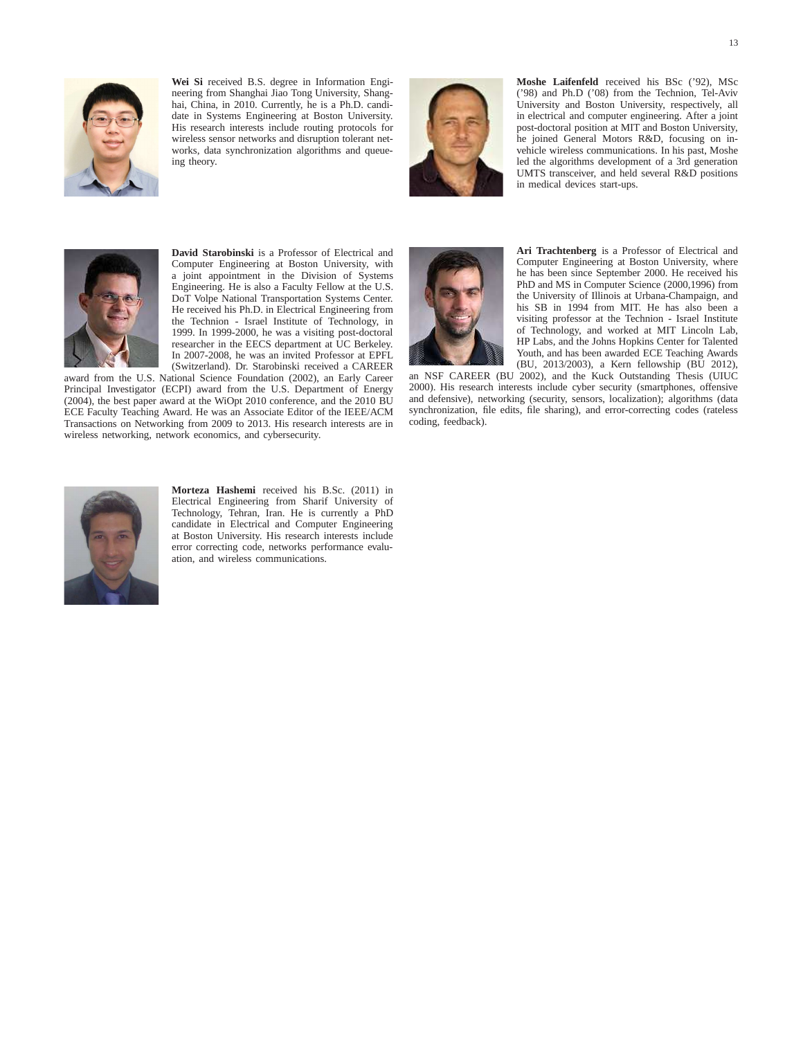**Wei Si** received B.S. degree in Information Engineering from Shanghai Jiao Tong University, Shanghai, China, in 2010. Currently, he is a Ph.D. candidate in Systems Engineering at Boston University. His research interests include routing protocols for wireless sensor networks and disruption tolerant networks, data synchronization algorithms and queueing theory.

**Moshe Laifenfeld** received his BSc ('92), MSc ('98) and Ph.D ('08) from the Technion, Tel-Aviv University and Boston University, respectively, all in electrical and computer engineering. After a joint post-doctoral position at MIT and Boston University, he joined General Motors R&D, focusing on in-vehicle wireless communications. In his past, Moshe led the algorithms development of a 3rd generation UMTS transceiver, and held several R&D positions in medical devices start-ups.

**David Starobinski** is a Professor of Electrical and Computer Engineering at Boston University, with a joint appointment in the Division of Systems Engineering. He is also a Faculty Fellow at the U.S. DoT Volpe National Transportation Systems Center. He received his Ph.D. in Electrical Engineering from the Technion - Israel Institute of Technology, in 1999. In 1999-2000, he was a visiting post-doctoral researcher in the EECS department at UC Berkeley. In 2007-2008, he was an invited Professor at EPFL (Switzerland). Dr. Starobinski received a CAREER award from the U.S. National Science Foundation (2002), an Early Career Principal Investigator (ECPI) award from the U.S. Department of Energy (2004), the best paper award at the WiOpt 2010 conference, and the 2010 BU ECE Faculty Teaching Award. He was an Associate Editor of the IEEE/ACM Transactions on Networking from 2009 to 2013. His research interests are in wireless networking, network economics, and cybersecurity.

**Ari Trachtenberg** is a Professor of Electrical and Computer Engineering at Boston University, where he has been since September 2000. He received his PhD and MS in Computer Science (2000,1996) from the University of Illinois at Urbana-Champaign, and his SB in 1994 from MIT. He has also been a visiting professor at the Technion - Israel Institute of Technology, and worked at MIT Lincoln Lab, HP Labs, and the Johns Hopkins Center for Talented Youth, and has been awarded ECE Teaching Awards (BU, 2013/2003), a Kern fellowship (BU 2012), an NSF CAREER (BU 2002), and the Kuck Outstanding Thesis (UIUC 2000). His research interests include cyber security (smartphones, offensive and defensive), networking (security, sensors, localization); algorithms (data synchronization, file edits, file sharing), and error-correcting codes (rateless coding, feedback).

**Morteza Hashemi** received his B.Sc. (2011) in Electrical Engineering from Sharif University of Technology, Tehran, Iran. He is currently a PhD candidate in Electrical and Computer Engineering at Boston University. His research interests include error correcting code, networks performance evaluation, and wireless communications.